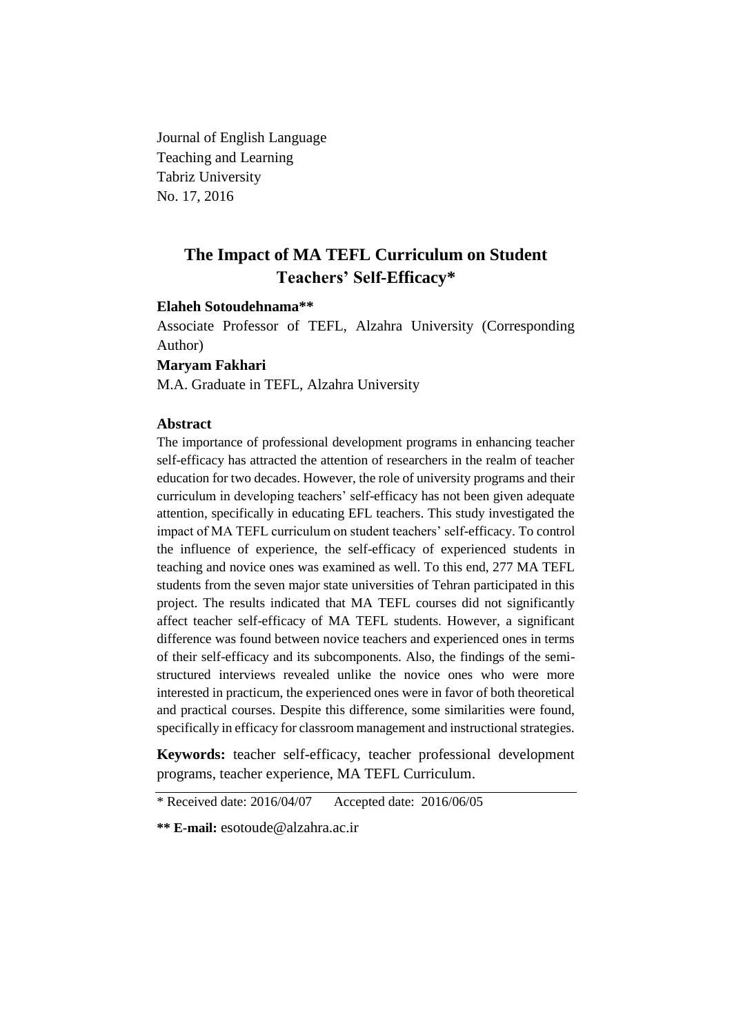Journal of English Language
Teaching and Learning
Tabriz University
No. 17, 2016

# The Impact of MA TEFL Curriculum on Student Teachers' Self-Efficacy*

**Elaheh Sotoudehnama****

Associate Professor of TEFL, Alzahra University (Corresponding Author)

**Maryam Fakhari**

M.A. Graduate in TEFL, Alzahra University

## Abstract

The importance of professional development programs in enhancing teacher self-efficacy has attracted the attention of researchers in the realm of teacher education for two decades. However, the role of university programs and their curriculum in developing teachers' self-efficacy has not been given adequate attention, specifically in educating EFL teachers. This study investigated the impact of MA TEFL curriculum on student teachers' self-efficacy. To control the influence of experience, the self-efficacy of experienced students in teaching and novice ones was examined as well. To this end, 277 MA TEFL students from the seven major state universities of Tehran participated in this project. The results indicated that MA TEFL courses did not significantly affect teacher self-efficacy of MA TEFL students. However, a significant difference was found between novice teachers and experienced ones in terms of their self-efficacy and its subcomponents. Also, the findings of the semi-structured interviews revealed unlike the novice ones who were more interested in practicum, the experienced ones were in favor of both theoretical and practical courses. Despite this difference, some similarities were found, specifically in efficacy for classroom management and instructional strategies.

**Keywords:** teacher self-efficacy, teacher professional development programs, teacher experience, MA TEFL Curriculum.

---

\* Received date: 2016/04/07  Accepted date: 2016/06/05

**\*\* E-mail:** esotoude@alzahra.ac.ir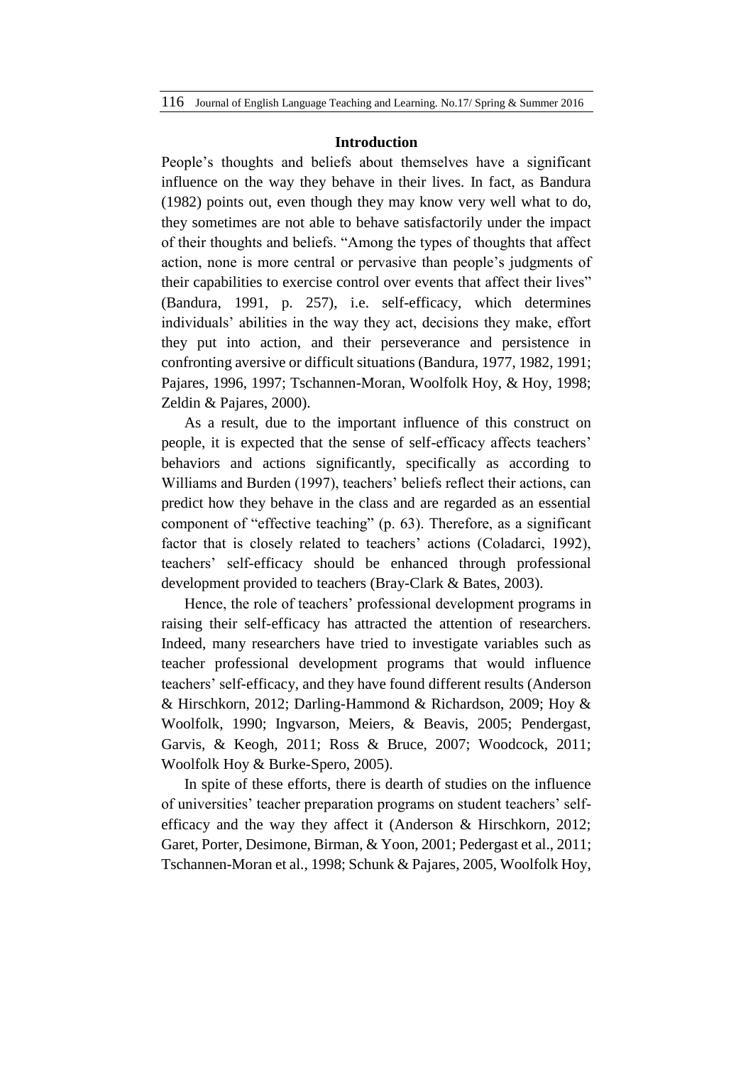## Introduction

People's thoughts and beliefs about themselves have a significant influence on the way they behave in their lives. In fact, as Bandura (1982) points out, even though they may know very well what to do, they sometimes are not able to behave satisfactorily under the impact of their thoughts and beliefs. "Among the types of thoughts that affect action, none is more central or pervasive than people's judgments of their capabilities to exercise control over events that affect their lives" (Bandura, 1991, p. 257), i.e. self-efficacy, which determines individuals' abilities in the way they act, decisions they make, effort they put into action, and their perseverance and persistence in confronting aversive or difficult situations (Bandura, 1977, 1982, 1991; Pajares, 1996, 1997; Tschannen-Moran, Woolfolk Hoy, & Hoy, 1998; Zeldin & Pajares, 2000).

As a result, due to the important influence of this construct on people, it is expected that the sense of self-efficacy affects teachers' behaviors and actions significantly, specifically as according to Williams and Burden (1997), teachers' beliefs reflect their actions, can predict how they behave in the class and are regarded as an essential component of "effective teaching" (p. 63). Therefore, as a significant factor that is closely related to teachers' actions (Coladarci, 1992), teachers' self-efficacy should be enhanced through professional development provided to teachers (Bray-Clark & Bates, 2003).

Hence, the role of teachers' professional development programs in raising their self-efficacy has attracted the attention of researchers. Indeed, many researchers have tried to investigate variables such as teacher professional development programs that would influence teachers' self-efficacy, and they have found different results (Anderson & Hirschkorn, 2012; Darling-Hammond & Richardson, 2009; Hoy & Woolfolk, 1990; Ingvarson, Meiers, & Beavis, 2005; Pendergast, Garvis, & Keogh, 2011; Ross & Bruce, 2007; Woodcock, 2011; Woolfolk Hoy & Burke-Spero, 2005).

In spite of these efforts, there is dearth of studies on the influence of universities' teacher preparation programs on student teachers' self-efficacy and the way they affect it (Anderson & Hirschkorn, 2012; Garet, Porter, Desimone, Birman, & Yoon, 2001; Pedergast et al., 2011; Tschannen-Moran et al., 1998; Schunk & Pajares, 2005, Woolfolk Hoy,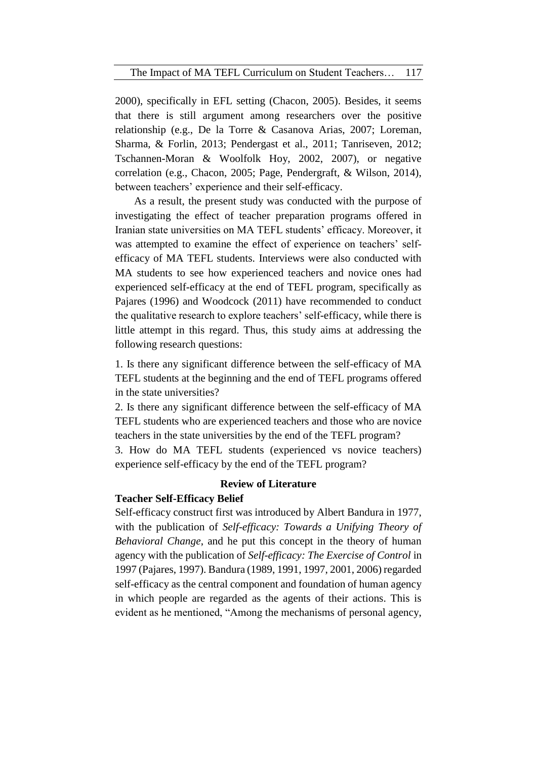2000), specifically in EFL setting (Chacon, 2005). Besides, it seems that there is still argument among researchers over the positive relationship (e.g., De la Torre & Casanova Arias, 2007; Loreman, Sharma, & Forlin, 2013; Pendergast et al., 2011; Tanriseven, 2012; Tschannen-Moran & Woolfolk Hoy, 2002, 2007), or negative correlation (e.g., Chacon, 2005; Page, Pendergraft, & Wilson, 2014), between teachers' experience and their self-efficacy.

As a result, the present study was conducted with the purpose of investigating the effect of teacher preparation programs offered in Iranian state universities on MA TEFL students' efficacy. Moreover, it was attempted to examine the effect of experience on teachers' self-efficacy of MA TEFL students. Interviews were also conducted with MA students to see how experienced teachers and novice ones had experienced self-efficacy at the end of TEFL program, specifically as Pajares (1996) and Woodcock (2011) have recommended to conduct the qualitative research to explore teachers' self-efficacy, while there is little attempt in this regard. Thus, this study aims at addressing the following research questions:

1. Is there any significant difference between the self-efficacy of MA TEFL students at the beginning and the end of TEFL programs offered in the state universities?
2. Is there any significant difference between the self-efficacy of MA TEFL students who are experienced teachers and those who are novice teachers in the state universities by the end of the TEFL program?
3. How do MA TEFL students (experienced vs novice teachers) experience self-efficacy by the end of the TEFL program?

## Review of Literature

### Teacher Self-Efficacy Belief

Self-efficacy construct first was introduced by Albert Bandura in 1977, with the publication of *Self-efficacy: Towards a Unifying Theory of Behavioral Change*, and he put this concept in the theory of human agency with the publication of *Self-efficacy: The Exercise of Control* in 1997 (Pajares, 1997). Bandura (1989, 1991, 1997, 2001, 2006) regarded self-efficacy as the central component and foundation of human agency in which people are regarded as the agents of their actions. This is evident as he mentioned, "Among the mechanisms of personal agency,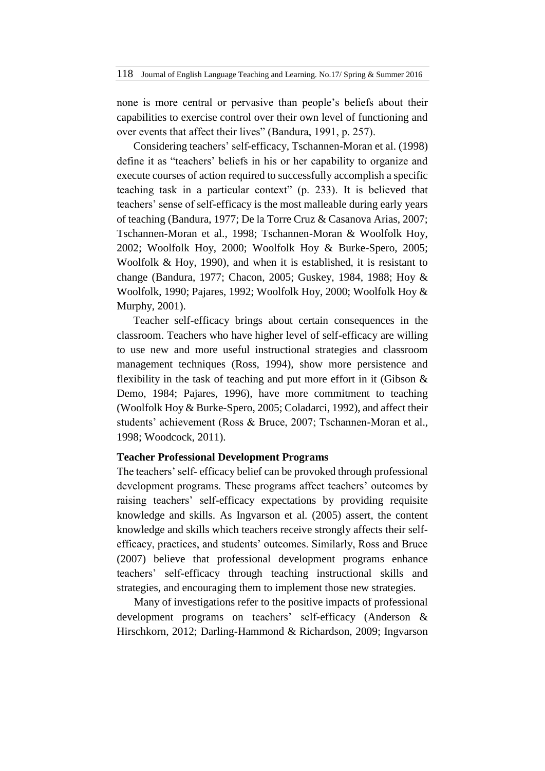none is more central or pervasive than people's beliefs about their capabilities to exercise control over their own level of functioning and over events that affect their lives" (Bandura, 1991, p. 257).

Considering teachers' self-efficacy, Tschannen-Moran et al. (1998) define it as "teachers' beliefs in his or her capability to organize and execute courses of action required to successfully accomplish a specific teaching task in a particular context" (p. 233). It is believed that teachers' sense of self-efficacy is the most malleable during early years of teaching (Bandura, 1977; De la Torre Cruz & Casanova Arias, 2007; Tschannen-Moran et al., 1998; Tschannen-Moran & Woolfolk Hoy, 2002; Woolfolk Hoy, 2000; Woolfolk Hoy & Burke-Spero, 2005; Woolfolk & Hoy, 1990), and when it is established, it is resistant to change (Bandura, 1977; Chacon, 2005; Guskey, 1984, 1988; Hoy & Woolfolk, 1990; Pajares, 1992; Woolfolk Hoy, 2000; Woolfolk Hoy & Murphy, 2001).

Teacher self-efficacy brings about certain consequences in the classroom. Teachers who have higher level of self-efficacy are willing to use new and more useful instructional strategies and classroom management techniques (Ross, 1994), show more persistence and flexibility in the task of teaching and put more effort in it (Gibson & Demo, 1984; Pajares, 1996), have more commitment to teaching (Woolfolk Hoy & Burke-Spero, 2005; Coladarci, 1992), and affect their students' achievement (Ross & Bruce, 2007; Tschannen-Moran et al., 1998; Woodcock, 2011).

**Teacher Professional Development Programs**

The teachers' self- efficacy belief can be provoked through professional development programs. These programs affect teachers' outcomes by raising teachers' self-efficacy expectations by providing requisite knowledge and skills. As Ingvarson et al. (2005) assert, the content knowledge and skills which teachers receive strongly affects their self-efficacy, practices, and students' outcomes. Similarly, Ross and Bruce (2007) believe that professional development programs enhance teachers' self-efficacy through teaching instructional skills and strategies, and encouraging them to implement those new strategies.

Many of investigations refer to the positive impacts of professional development programs on teachers' self-efficacy (Anderson & Hirschkorn, 2012; Darling-Hammond & Richardson, 2009; Ingvarson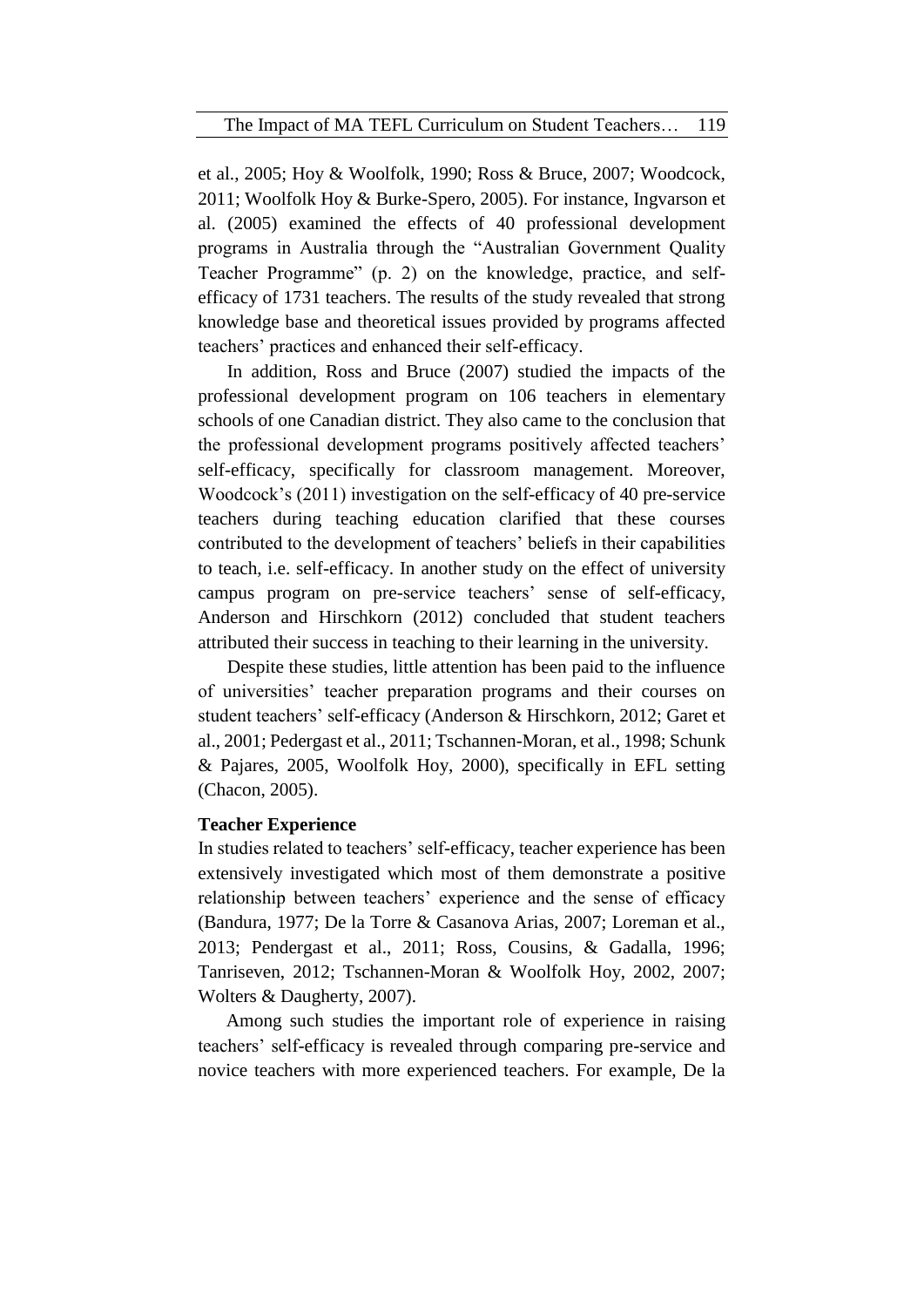et al., 2005; Hoy & Woolfolk, 1990; Ross & Bruce, 2007; Woodcock, 2011; Woolfolk Hoy & Burke-Spero, 2005). For instance, Ingvarson et al. (2005) examined the effects of 40 professional development programs in Australia through the "Australian Government Quality Teacher Programme" (p. 2) on the knowledge, practice, and self-efficacy of 1731 teachers. The results of the study revealed that strong knowledge base and theoretical issues provided by programs affected teachers' practices and enhanced their self-efficacy.

In addition, Ross and Bruce (2007) studied the impacts of the professional development program on 106 teachers in elementary schools of one Canadian district. They also came to the conclusion that the professional development programs positively affected teachers' self-efficacy, specifically for classroom management. Moreover, Woodcock's (2011) investigation on the self-efficacy of 40 pre-service teachers during teaching education clarified that these courses contributed to the development of teachers' beliefs in their capabilities to teach, i.e. self-efficacy. In another study on the effect of university campus program on pre-service teachers' sense of self-efficacy, Anderson and Hirschkorn (2012) concluded that student teachers attributed their success in teaching to their learning in the university.

Despite these studies, little attention has been paid to the influence of universities' teacher preparation programs and their courses on student teachers' self-efficacy (Anderson & Hirschkorn, 2012; Garet et al., 2001; Pedergast et al., 2011; Tschannen-Moran, et al., 1998; Schunk & Pajares, 2005, Woolfolk Hoy, 2000), specifically in EFL setting (Chacon, 2005).

**Teacher Experience**

In studies related to teachers' self-efficacy, teacher experience has been extensively investigated which most of them demonstrate a positive relationship between teachers' experience and the sense of efficacy (Bandura, 1977; De la Torre & Casanova Arias, 2007; Loreman et al., 2013; Pendergast et al., 2011; Ross, Cousins, & Gadalla, 1996; Tanriseven, 2012; Tschannen-Moran & Woolfolk Hoy, 2002, 2007; Wolters & Daugherty, 2007).

Among such studies the important role of experience in raising teachers' self-efficacy is revealed through comparing pre-service and novice teachers with more experienced teachers. For example, De la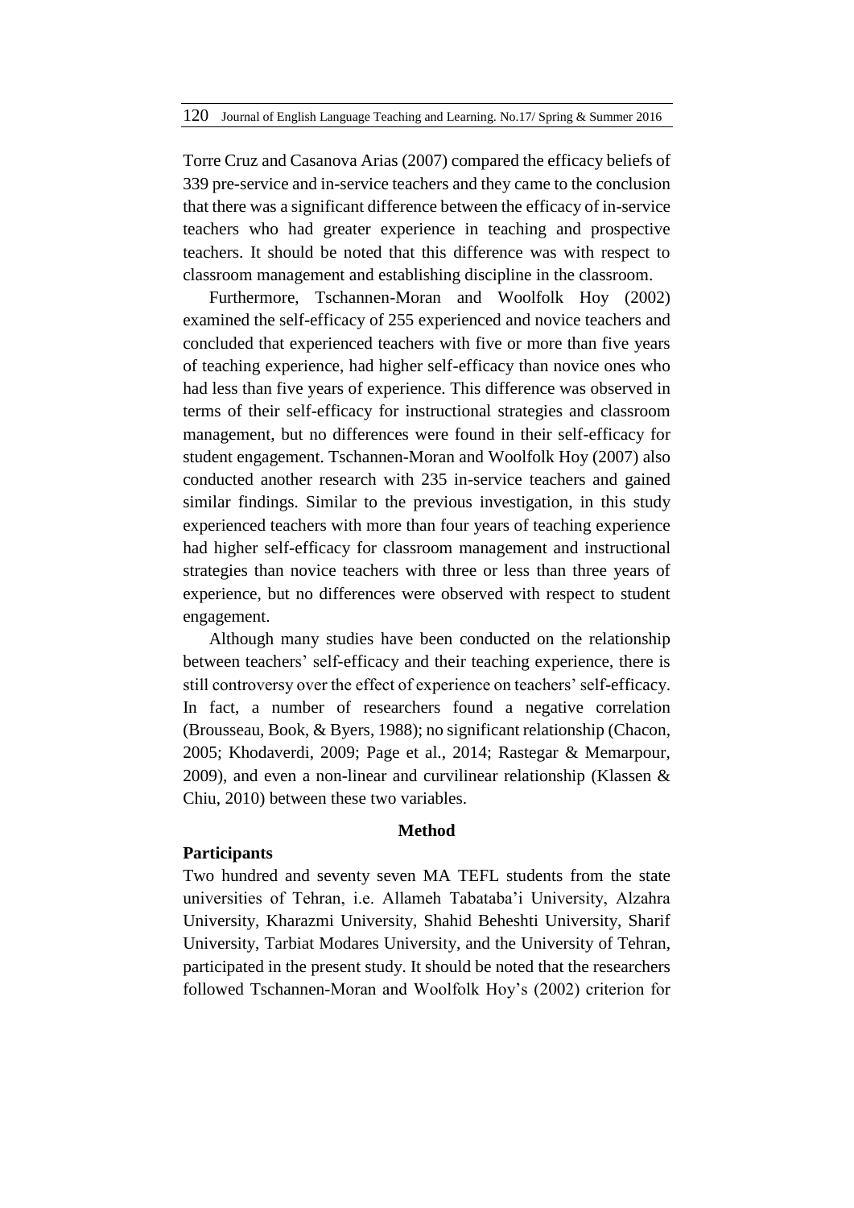Torre Cruz and Casanova Arias (2007) compared the efficacy beliefs of 339 pre-service and in-service teachers and they came to the conclusion that there was a significant difference between the efficacy of in-service teachers who had greater experience in teaching and prospective teachers. It should be noted that this difference was with respect to classroom management and establishing discipline in the classroom.

Furthermore, Tschannen-Moran and Woolfolk Hoy (2002) examined the self-efficacy of 255 experienced and novice teachers and concluded that experienced teachers with five or more than five years of teaching experience, had higher self-efficacy than novice ones who had less than five years of experience. This difference was observed in terms of their self-efficacy for instructional strategies and classroom management, but no differences were found in their self-efficacy for student engagement. Tschannen-Moran and Woolfolk Hoy (2007) also conducted another research with 235 in-service teachers and gained similar findings. Similar to the previous investigation, in this study experienced teachers with more than four years of teaching experience had higher self-efficacy for classroom management and instructional strategies than novice teachers with three or less than three years of experience, but no differences were observed with respect to student engagement.

Although many studies have been conducted on the relationship between teachers' self-efficacy and their teaching experience, there is still controversy over the effect of experience on teachers' self-efficacy. In fact, a number of researchers found a negative correlation (Brousseau, Book, & Byers, 1988); no significant relationship (Chacon, 2005; Khodaverdi, 2009; Page et al., 2014; Rastegar & Memarpour, 2009), and even a non-linear and curvilinear relationship (Klassen & Chiu, 2010) between these two variables.

## Method

### Participants

Two hundred and seventy seven MA TEFL students from the state universities of Tehran, i.e. Allameh Tabataba'i University, Alzahra University, Kharazmi University, Shahid Beheshti University, Sharif University, Tarbiat Modares University, and the University of Tehran, participated in the present study. It should be noted that the researchers followed Tschannen-Moran and Woolfolk Hoy's (2002) criterion for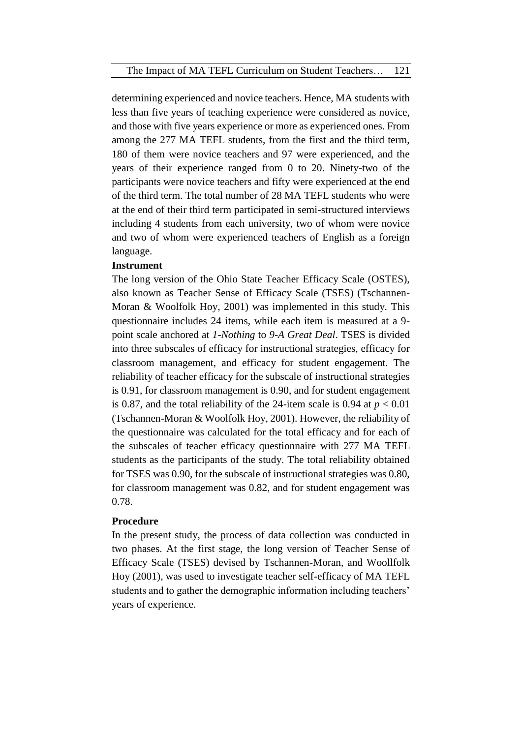determining experienced and novice teachers. Hence, MA students with less than five years of teaching experience were considered as novice, and those with five years experience or more as experienced ones. From among the 277 MA TEFL students, from the first and the third term, 180 of them were novice teachers and 97 were experienced, and the years of their experience ranged from 0 to 20. Ninety-two of the participants were novice teachers and fifty were experienced at the end of the third term. The total number of 28 MA TEFL students who were at the end of their third term participated in semi-structured interviews including 4 students from each university, two of whom were novice and two of whom were experienced teachers of English as a foreign language.

**Instrument**

The long version of the Ohio State Teacher Efficacy Scale (OSTES), also known as Teacher Sense of Efficacy Scale (TSES) (Tschannen-Moran & Woolfolk Hoy, 2001) was implemented in this study. This questionnaire includes 24 items, while each item is measured at a 9-point scale anchored at *1-Nothing* to *9-A Great Deal*. TSES is divided into three subscales of efficacy for instructional strategies, efficacy for classroom management, and efficacy for student engagement. The reliability of teacher efficacy for the subscale of instructional strategies is 0.91, for classroom management is 0.90, and for student engagement is 0.87, and the total reliability of the 24-item scale is 0.94 at $p < 0.01$ (Tschannen-Moran & Woolfolk Hoy, 2001). However, the reliability of the questionnaire was calculated for the total efficacy and for each of the subscales of teacher efficacy questionnaire with 277 MA TEFL students as the participants of the study. The total reliability obtained for TSES was 0.90, for the subscale of instructional strategies was 0.80, for classroom management was 0.82, and for student engagement was 0.78.

**Procedure**

In the present study, the process of data collection was conducted in two phases. At the first stage, the long version of Teacher Sense of Efficacy Scale (TSES) devised by Tschannen-Moran, and Woollfolk Hoy (2001), was used to investigate teacher self-efficacy of MA TEFL students and to gather the demographic information including teachers' years of experience.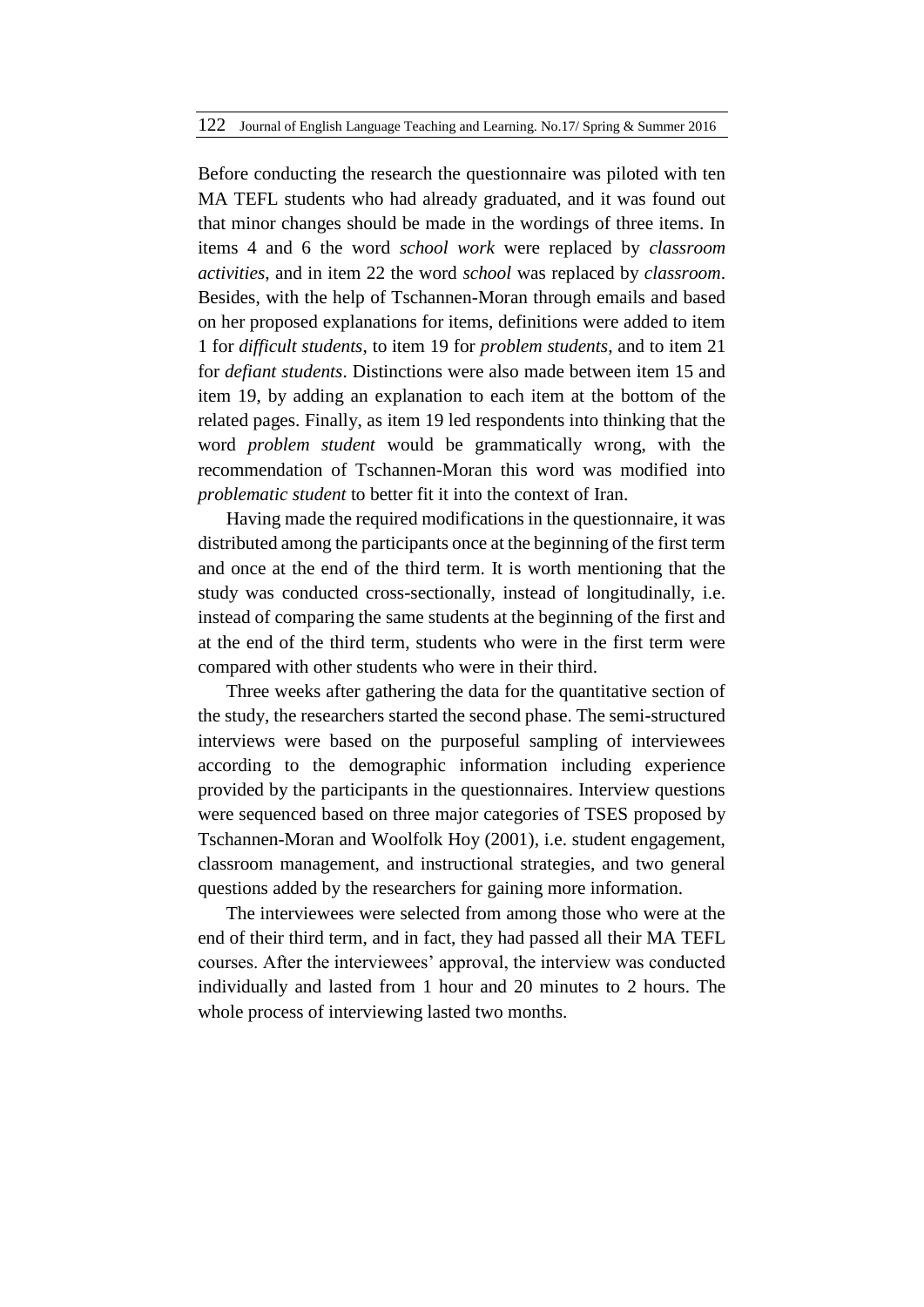Before conducting the research the questionnaire was piloted with ten MA TEFL students who had already graduated, and it was found out that minor changes should be made in the wordings of three items. In items 4 and 6 the word *school work* were replaced by *classroom activities*, and in item 22 the word *school* was replaced by *classroom*. Besides, with the help of Tschannen-Moran through emails and based on her proposed explanations for items, definitions were added to item 1 for *difficult students*, to item 19 for *problem students*, and to item 21 for *defiant students*. Distinctions were also made between item 15 and item 19, by adding an explanation to each item at the bottom of the related pages. Finally, as item 19 led respondents into thinking that the word *problem student* would be grammatically wrong, with the recommendation of Tschannen-Moran this word was modified into *problematic student* to better fit it into the context of Iran.

Having made the required modifications in the questionnaire, it was distributed among the participants once at the beginning of the first term and once at the end of the third term. It is worth mentioning that the study was conducted cross-sectionally, instead of longitudinally, i.e. instead of comparing the same students at the beginning of the first and at the end of the third term, students who were in the first term were compared with other students who were in their third.

Three weeks after gathering the data for the quantitative section of the study, the researchers started the second phase. The semi-structured interviews were based on the purposeful sampling of interviewees according to the demographic information including experience provided by the participants in the questionnaires. Interview questions were sequenced based on three major categories of TSES proposed by Tschannen-Moran and Woolfolk Hoy (2001), i.e. student engagement, classroom management, and instructional strategies, and two general questions added by the researchers for gaining more information.

The interviewees were selected from among those who were at the end of their third term, and in fact, they had passed all their MA TEFL courses. After the interviewees' approval, the interview was conducted individually and lasted from 1 hour and 20 minutes to 2 hours. The whole process of interviewing lasted two months.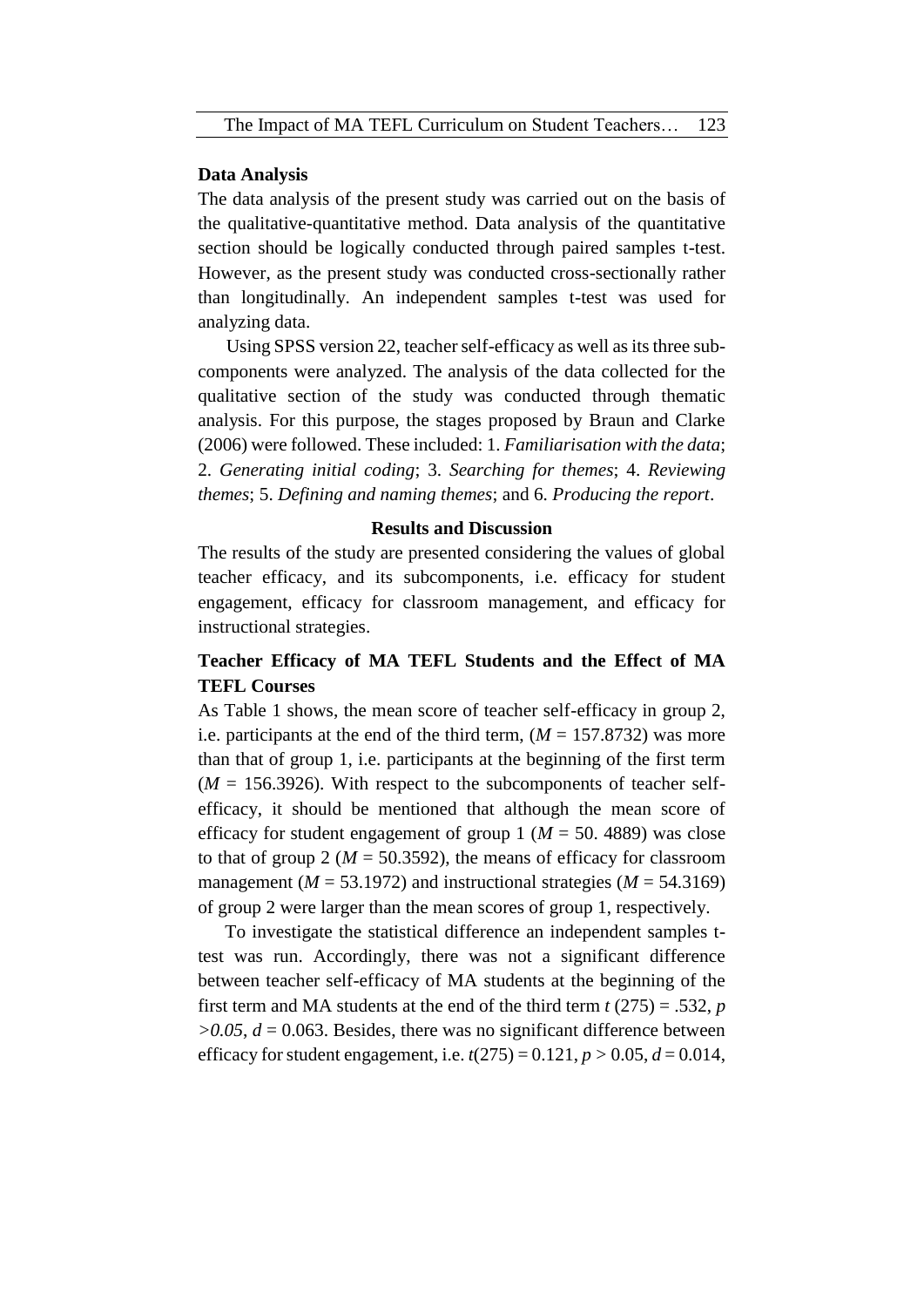### Data Analysis

The data analysis of the present study was carried out on the basis of the qualitative-quantitative method. Data analysis of the quantitative section should be logically conducted through paired samples t-test. However, as the present study was conducted cross-sectionally rather than longitudinally. An independent samples t-test was used for analyzing data.

Using SPSS version 22, teacher self-efficacy as well as its three sub-components were analyzed. The analysis of the data collected for the qualitative section of the study was conducted through thematic analysis. For this purpose, the stages proposed by Braun and Clarke (2006) were followed. These included: 1. *Familiarisation with the data*; 2. *Generating initial coding*; 3. *Searching for themes*; 4. *Reviewing themes*; 5. *Defining and naming themes*; and 6. *Producing the report*.

## Results and Discussion

The results of the study are presented considering the values of global teacher efficacy, and its subcomponents, i.e. efficacy for student engagement, efficacy for classroom management, and efficacy for instructional strategies.

### Teacher Efficacy of MA TEFL Students and the Effect of MA TEFL Courses

As Table 1 shows, the mean score of teacher self-efficacy in group 2, i.e. participants at the end of the third term, ($M$ = 157.8732) was more than that of group 1, i.e. participants at the beginning of the first term ($M$ = 156.3926). With respect to the subcomponents of teacher self-efficacy, it should be mentioned that although the mean score of efficacy for student engagement of group 1 ($M$ = 50. 4889) was close to that of group 2 ($M$ = 50.3592), the means of efficacy for classroom management ($M$ = 53.1972) and instructional strategies ($M$ = 54.3169) of group 2 were larger than the mean scores of group 1, respectively.

To investigate the statistical difference an independent samples t-test was run. Accordingly, there was not a significant difference between teacher self-efficacy of MA students at the beginning of the first term and MA students at the end of the third term $t$ (275) = .532, $p > 0.05$, $d$ = 0.063. Besides, there was no significant difference between efficacy for student engagement, i.e. $t(275) = 0.121$, $p > 0.05$, $d = 0.014$,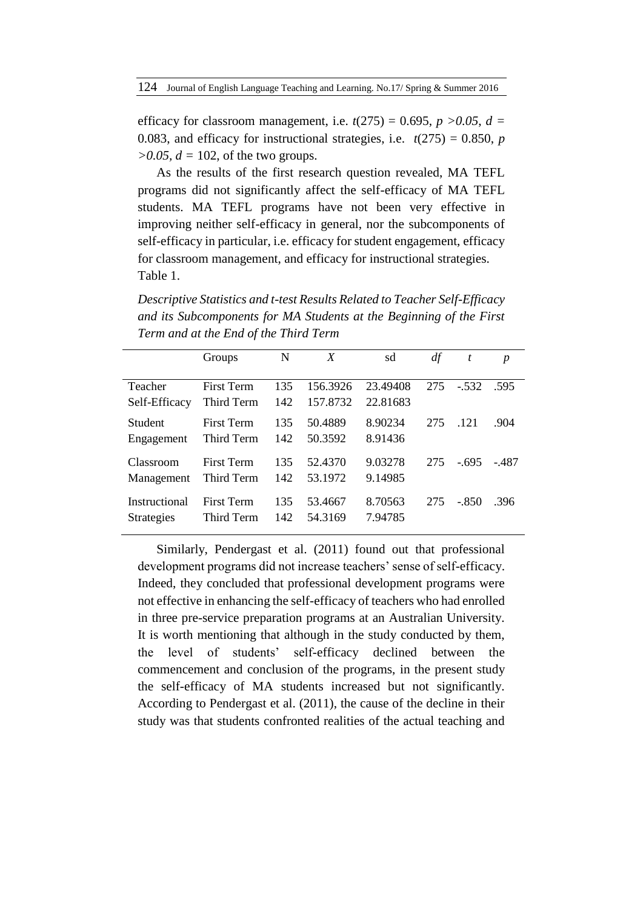efficacy for classroom management, i.e. $t(275) = 0.695$, $p > 0.05$, $d = 0.083$, and efficacy for instructional strategies, i.e. $t(275) = 0.850$, $p > 0.05$, $d = 102$, of the two groups.

As the results of the first research question revealed, MA TEFL programs did not significantly affect the self-efficacy of MA TEFL students. MA TEFL programs have not been very effective in improving neither self-efficacy in general, nor the subcomponents of self-efficacy in particular, i.e. efficacy for student engagement, efficacy for classroom management, and efficacy for instructional strategies.

Table 1.

*Descriptive Statistics and t-test Results Related to Teacher Self-Efficacy and its Subcomponents for MA Students at the Beginning of the First Term and at the End of the Third Term*

| | Groups | N | *X* | sd | *df* | *t* | *p* |
|---|---|---|---|---|---|---|---|
| Teacher Self-Efficacy | First Term<br>Third Term | 135<br>142 | 156.3926<br>157.8732 | 23.49408<br>22.81683 | 275 | -.532 | .595 |
| Student Engagement | First Term<br>Third Term | 135<br>142 | 50.4889<br>50.3592 | 8.90234<br>8.91436 | 275 | .121 | .904 |
| Classroom Management | First Term<br>Third Term | 135<br>142 | 52.4370<br>53.1972 | 9.03278<br>9.14985 | 275 | -.695 | -.487 |
| Instructional Strategies | First Term<br>Third Term | 135<br>142 | 53.4667<br>54.3169 | 8.70563<br>7.94785 | 275 | -.850 | .396 |

Similarly, Pendergast et al. (2011) found out that professional development programs did not increase teachers' sense of self-efficacy. Indeed, they concluded that professional development programs were not effective in enhancing the self-efficacy of teachers who had enrolled in three pre-service preparation programs at an Australian University. It is worth mentioning that although in the study conducted by them, the level of students' self-efficacy declined between the commencement and conclusion of the programs, in the present study the self-efficacy of MA students increased but not significantly. According to Pendergast et al. (2011), the cause of the decline in their study was that students confronted realities of the actual teaching and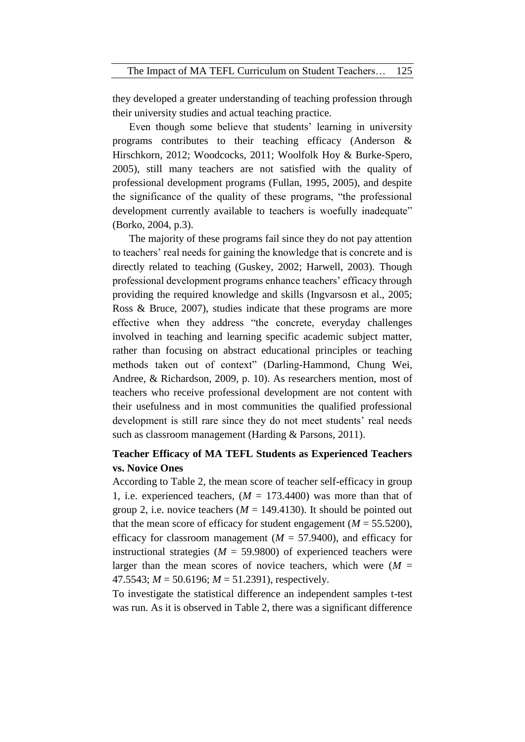they developed a greater understanding of teaching profession through their university studies and actual teaching practice.

Even though some believe that students' learning in university programs contributes to their teaching efficacy (Anderson & Hirschkorn, 2012; Woodcocks, 2011; Woolfolk Hoy & Burke-Spero, 2005), still many teachers are not satisfied with the quality of professional development programs (Fullan, 1995, 2005), and despite the significance of the quality of these programs, "the professional development currently available to teachers is woefully inadequate" (Borko, 2004, p.3).

The majority of these programs fail since they do not pay attention to teachers' real needs for gaining the knowledge that is concrete and is directly related to teaching (Guskey, 2002; Harwell, 2003). Though professional development programs enhance teachers' efficacy through providing the required knowledge and skills (Ingvarsosn et al., 2005; Ross & Bruce, 2007), studies indicate that these programs are more effective when they address "the concrete, everyday challenges involved in teaching and learning specific academic subject matter, rather than focusing on abstract educational principles or teaching methods taken out of context" (Darling-Hammond, Chung Wei, Andree, & Richardson, 2009, p. 10). As researchers mention, most of teachers who receive professional development are not content with their usefulness and in most communities the qualified professional development is still rare since they do not meet students' real needs such as classroom management (Harding & Parsons, 2011).

### Teacher Efficacy of MA TEFL Students as Experienced Teachers vs. Novice Ones

According to Table 2, the mean score of teacher self-efficacy in group 1, i.e. experienced teachers, (*M* = 173.4400) was more than that of group 2, i.e. novice teachers (*M* = 149.4130). It should be pointed out that the mean score of efficacy for student engagement (*M* = 55.5200), efficacy for classroom management (*M* = 57.9400), and efficacy for instructional strategies (*M* = 59.9800) of experienced teachers were larger than the mean scores of novice teachers, which were (*M* = 47.5543; *M* = 50.6196; *M* = 51.2391), respectively.

To investigate the statistical difference an independent samples t-test was run. As it is observed in Table 2, there was a significant difference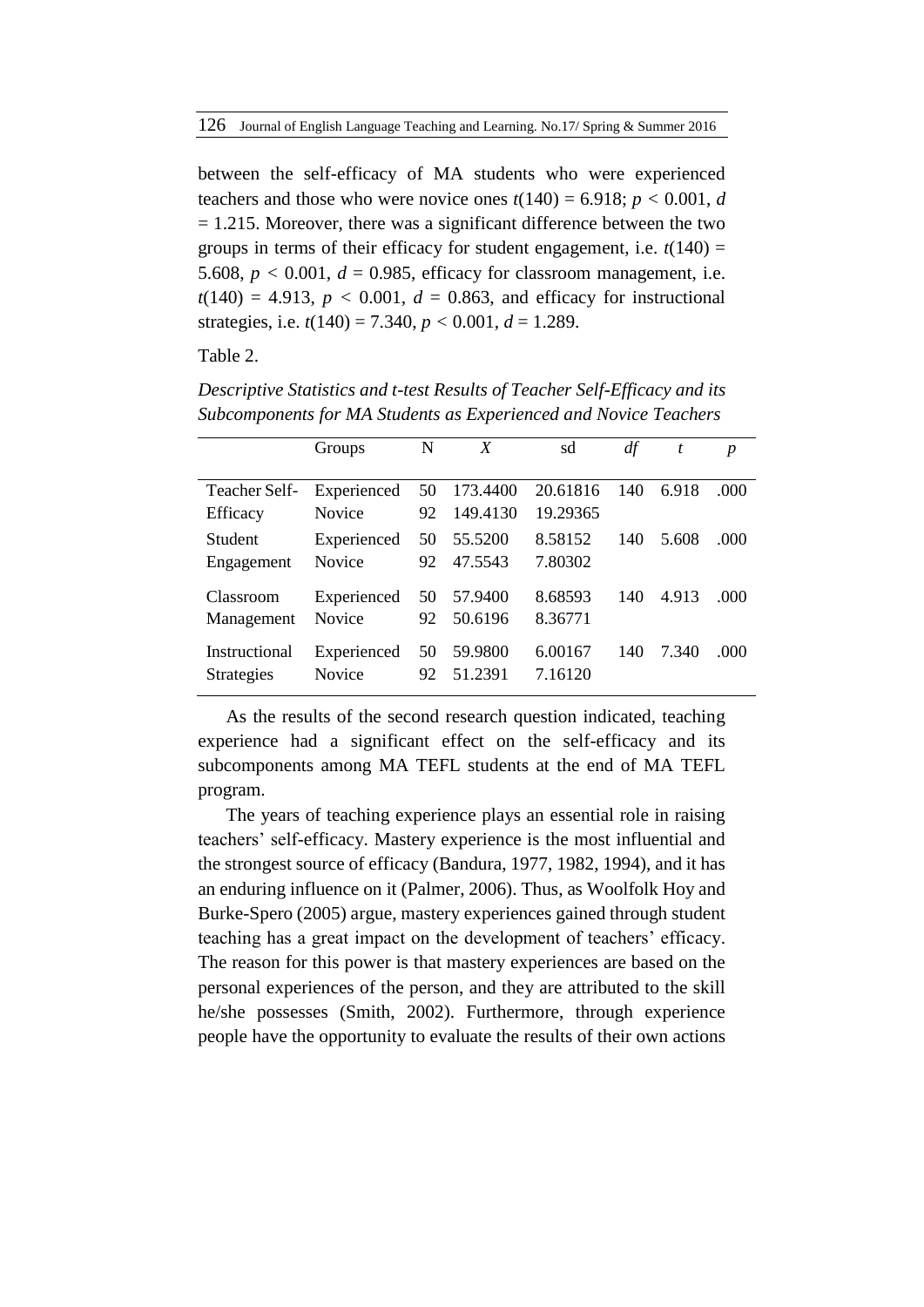between the self-efficacy of MA students who were experienced teachers and those who were novice ones $t(140) = 6.918$; $p < 0.001$, $d = 1.215$. Moreover, there was a significant difference between the two groups in terms of their efficacy for student engagement, i.e. $t(140) = 5.608$, $p < 0.001$, $d = 0.985$, efficacy for classroom management, i.e. $t(140) = 4.913$, $p < 0.001$, $d = 0.863$, and efficacy for instructional strategies, i.e. $t(140) = 7.340$, $p < 0.001$, $d = 1.289$.

Table 2.

*Descriptive Statistics and t-test Results of Teacher Self-Efficacy and its Subcomponents for MA Students as Experienced and Novice Teachers*

| | Groups | N | $X$ | sd | $df$ | $t$ | $p$ |
|---|---|---|---|---|---|---|---|
| Teacher Self-Efficacy | Experienced | 50 | 173.4400 | 20.61816 | 140 | 6.918 | .000 |
| | Novice | 92 | 149.4130 | 19.29365 | | | |
| Student Engagement | Experienced | 50 | 55.5200 | 8.58152 | 140 | 5.608 | .000 |
| | Novice | 92 | 47.5543 | 7.80302 | | | |
| Classroom Management | Experienced | 50 | 57.9400 | 8.68593 | 140 | 4.913 | .000 |
| | Novice | 92 | 50.6196 | 8.36771 | | | |
| Instructional Strategies | Experienced | 50 | 59.9800 | 6.00167 | 140 | 7.340 | .000 |
| | Novice | 92 | 51.2391 | 7.16120 | | | |

As the results of the second research question indicated, teaching experience had a significant effect on the self-efficacy and its subcomponents among MA TEFL students at the end of MA TEFL program.

The years of teaching experience plays an essential role in raising teachers' self-efficacy. Mastery experience is the most influential and the strongest source of efficacy (Bandura, 1977, 1982, 1994), and it has an enduring influence on it (Palmer, 2006). Thus, as Woolfolk Hoy and Burke-Spero (2005) argue, mastery experiences gained through student teaching has a great impact on the development of teachers' efficacy. The reason for this power is that mastery experiences are based on the personal experiences of the person, and they are attributed to the skill he/she possesses (Smith, 2002). Furthermore, through experience people have the opportunity to evaluate the results of their own actions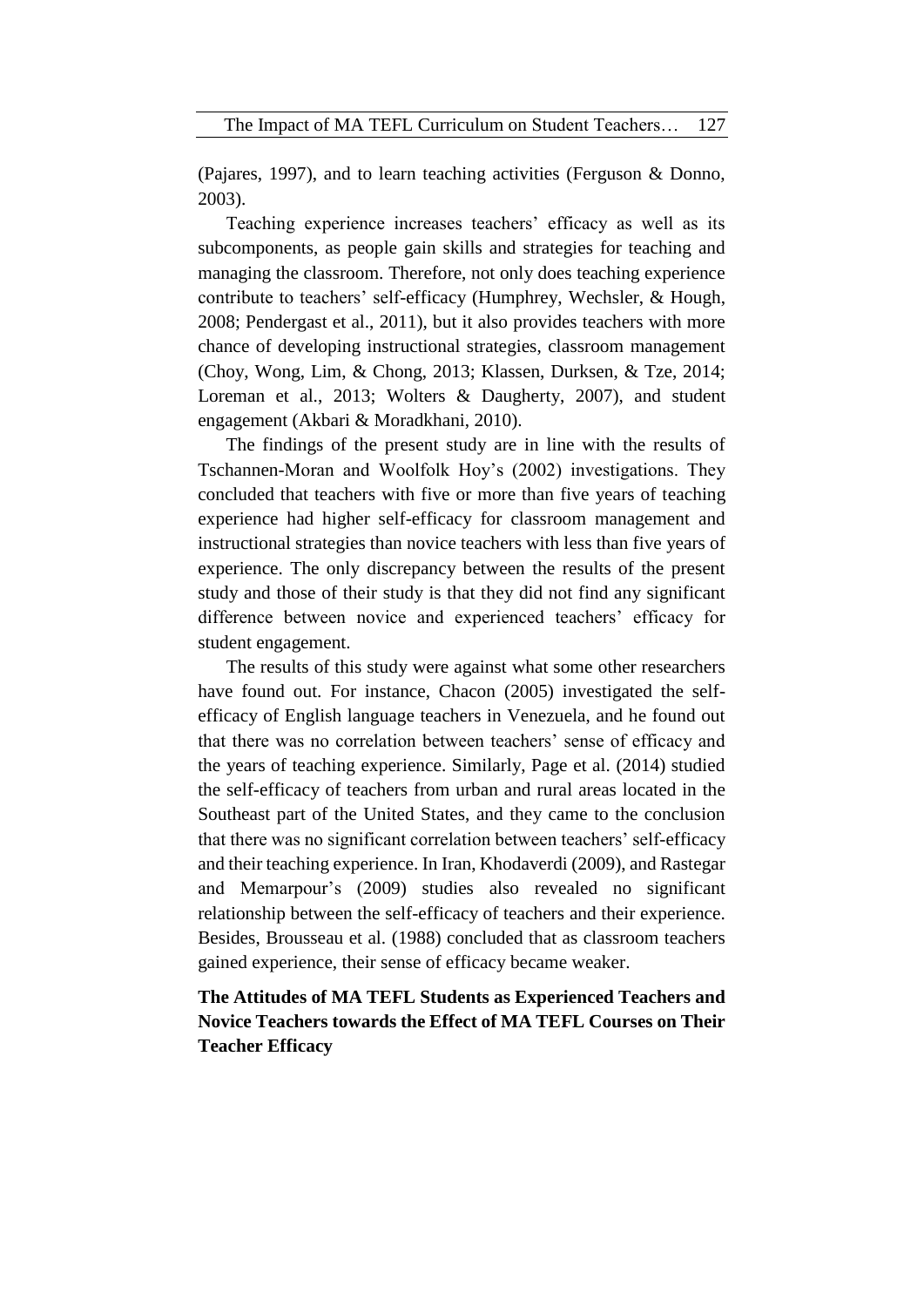(Pajares, 1997), and to learn teaching activities (Ferguson & Donno, 2003).

Teaching experience increases teachers' efficacy as well as its subcomponents, as people gain skills and strategies for teaching and managing the classroom. Therefore, not only does teaching experience contribute to teachers' self-efficacy (Humphrey, Wechsler, & Hough, 2008; Pendergast et al., 2011), but it also provides teachers with more chance of developing instructional strategies, classroom management (Choy, Wong, Lim, & Chong, 2013; Klassen, Durksen, & Tze, 2014; Loreman et al., 2013; Wolters & Daugherty, 2007), and student engagement (Akbari & Moradkhani, 2010).

The findings of the present study are in line with the results of Tschannen-Moran and Woolfolk Hoy's (2002) investigations. They concluded that teachers with five or more than five years of teaching experience had higher self-efficacy for classroom management and instructional strategies than novice teachers with less than five years of experience. The only discrepancy between the results of the present study and those of their study is that they did not find any significant difference between novice and experienced teachers' efficacy for student engagement.

The results of this study were against what some other researchers have found out. For instance, Chacon (2005) investigated the self-efficacy of English language teachers in Venezuela, and he found out that there was no correlation between teachers' sense of efficacy and the years of teaching experience. Similarly, Page et al. (2014) studied the self-efficacy of teachers from urban and rural areas located in the Southeast part of the United States, and they came to the conclusion that there was no significant correlation between teachers' self-efficacy and their teaching experience. In Iran, Khodaverdi (2009), and Rastegar and Memarpour's (2009) studies also revealed no significant relationship between the self-efficacy of teachers and their experience. Besides, Brousseau et al. (1988) concluded that as classroom teachers gained experience, their sense of efficacy became weaker.

### The Attitudes of MA TEFL Students as Experienced Teachers and Novice Teachers towards the Effect of MA TEFL Courses on Their Teacher Efficacy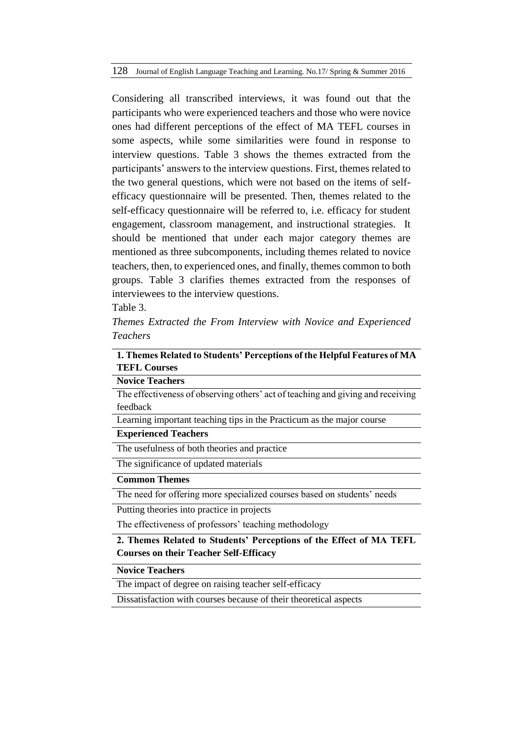Considering all transcribed interviews, it was found out that the participants who were experienced teachers and those who were novice ones had different perceptions of the effect of MA TEFL courses in some aspects, while some similarities were found in response to interview questions. Table 3 shows the themes extracted from the participants' answers to the interview questions. First, themes related to the two general questions, which were not based on the items of self-efficacy questionnaire will be presented. Then, themes related to the self-efficacy questionnaire will be referred to, i.e. efficacy for student engagement, classroom management, and instructional strategies. It should be mentioned that under each major category themes are mentioned as three subcomponents, including themes related to novice teachers, then, to experienced ones, and finally, themes common to both groups. Table 3 clarifies themes extracted from the responses of interviewees to the interview questions.

Table 3.

*Themes Extracted the From Interview with Novice and Experienced Teachers*

| |
|---|
| **1. Themes Related to Students' Perceptions of the Helpful Features of MA TEFL Courses** |
| **Novice Teachers** |
| The effectiveness of observing others' act of teaching and giving and receiving feedback |
| Learning important teaching tips in the Practicum as the major course |
| **Experienced Teachers** |
| The usefulness of both theories and practice |
| The significance of updated materials |
| **Common Themes** |
| The need for offering more specialized courses based on students' needs |
| Putting theories into practice in projects |
| The effectiveness of professors' teaching methodology |
| **2. Themes Related to Students' Perceptions of the Effect of MA TEFL Courses on their Teacher Self-Efficacy** |
| **Novice Teachers** |
| The impact of degree on raising teacher self-efficacy |
| Dissatisfaction with courses because of their theoretical aspects |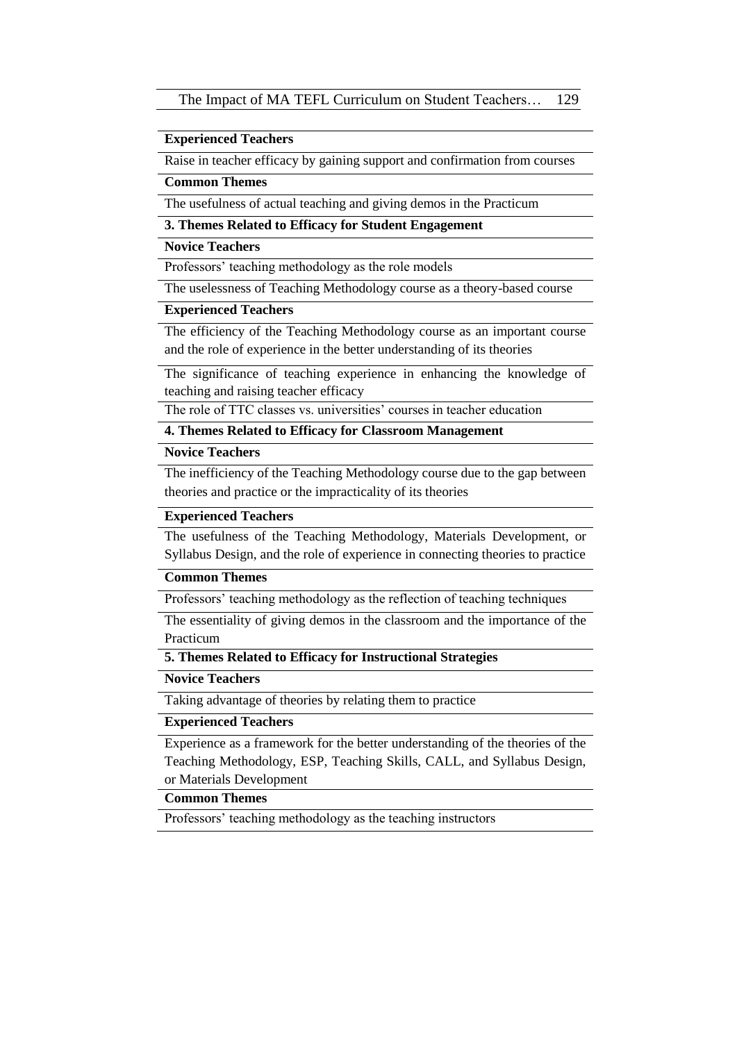| |
|---|
| **Experienced Teachers** |
| Raise in teacher efficacy by gaining support and confirmation from courses |
| **Common Themes** |
| The usefulness of actual teaching and giving demos in the Practicum |
| **3. Themes Related to Efficacy for Student Engagement** |
| **Novice Teachers** |
| Professors' teaching methodology as the role models |
| The uselessness of Teaching Methodology course as a theory-based course |
| **Experienced Teachers** |
| The efficiency of the Teaching Methodology course as an important course and the role of experience in the better understanding of its theories |
| The significance of teaching experience in enhancing the knowledge of teaching and raising teacher efficacy |
| The role of TTC classes vs. universities' courses in teacher education |
| **4. Themes Related to Efficacy for Classroom Management** |
| **Novice Teachers** |
| The inefficiency of the Teaching Methodology course due to the gap between theories and practice or the impracticality of its theories |
| **Experienced Teachers** |
| The usefulness of the Teaching Methodology, Materials Development, or Syllabus Design, and the role of experience in connecting theories to practice |
| **Common Themes** |
| Professors' teaching methodology as the reflection of teaching techniques |
| The essentiality of giving demos in the classroom and the importance of the Practicum |
| **5. Themes Related to Efficacy for Instructional Strategies** |
| **Novice Teachers** |
| Taking advantage of theories by relating them to practice |
| **Experienced Teachers** |
| Experience as a framework for the better understanding of the theories of the Teaching Methodology, ESP, Teaching Skills, CALL, and Syllabus Design, or Materials Development |
| **Common Themes** |
| Professors' teaching methodology as the teaching instructors |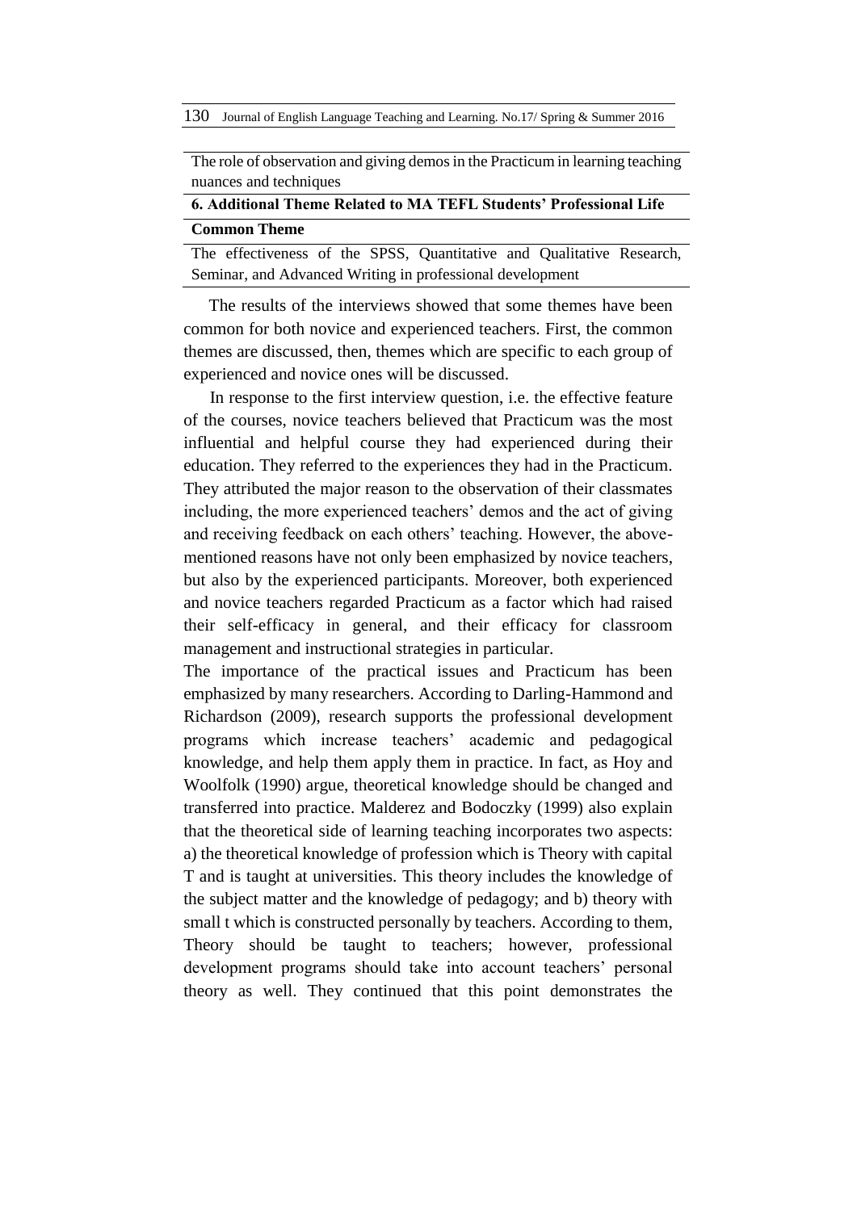| The role of observation and giving demos in the Practicum in learning teaching nuances and techniques |
|---|
| **6. Additional Theme Related to MA TEFL Students' Professional Life** |
| **Common Theme** |
| The effectiveness of the SPSS, Quantitative and Qualitative Research, Seminar, and Advanced Writing in professional development |

The results of the interviews showed that some themes have been common for both novice and experienced teachers. First, the common themes are discussed, then, themes which are specific to each group of experienced and novice ones will be discussed.

In response to the first interview question, i.e. the effective feature of the courses, novice teachers believed that Practicum was the most influential and helpful course they had experienced during their education. They referred to the experiences they had in the Practicum. They attributed the major reason to the observation of their classmates including, the more experienced teachers' demos and the act of giving and receiving feedback on each others' teaching. However, the above-mentioned reasons have not only been emphasized by novice teachers, but also by the experienced participants. Moreover, both experienced and novice teachers regarded Practicum as a factor which had raised their self-efficacy in general, and their efficacy for classroom management and instructional strategies in particular.

The importance of the practical issues and Practicum has been emphasized by many researchers. According to Darling-Hammond and Richardson (2009), research supports the professional development programs which increase teachers' academic and pedagogical knowledge, and help them apply them in practice. In fact, as Hoy and Woolfolk (1990) argue, theoretical knowledge should be changed and transferred into practice. Malderez and Bodoczky (1999) also explain that the theoretical side of learning teaching incorporates two aspects: a) the theoretical knowledge of profession which is Theory with capital T and is taught at universities. This theory includes the knowledge of the subject matter and the knowledge of pedagogy; and b) theory with small t which is constructed personally by teachers. According to them, Theory should be taught to teachers; however, professional development programs should take into account teachers' personal theory as well. They continued that this point demonstrates the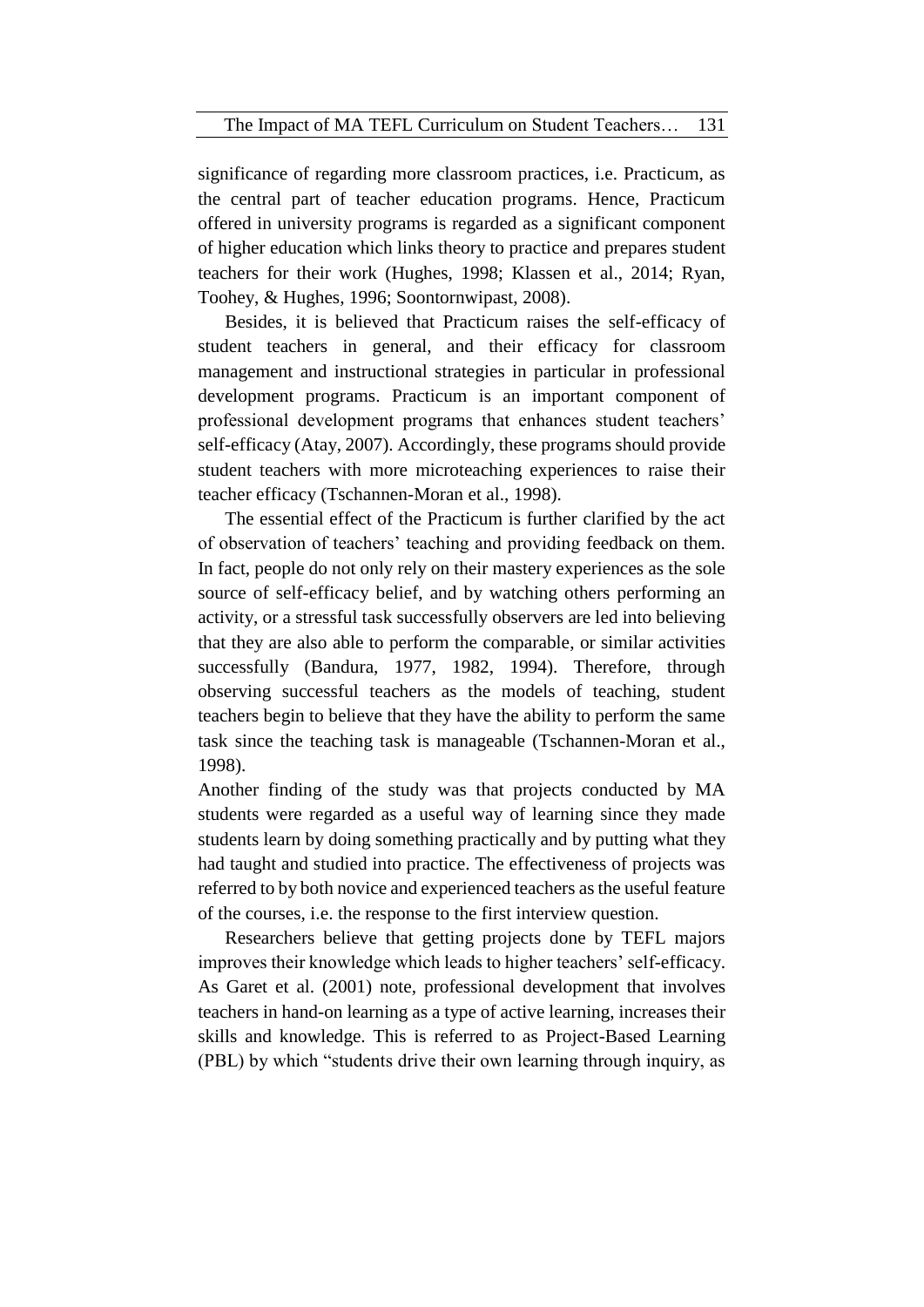significance of regarding more classroom practices, i.e. Practicum, as the central part of teacher education programs. Hence, Practicum offered in university programs is regarded as a significant component of higher education which links theory to practice and prepares student teachers for their work (Hughes, 1998; Klassen et al., 2014; Ryan, Toohey, & Hughes, 1996; Soontornwipast, 2008).

Besides, it is believed that Practicum raises the self-efficacy of student teachers in general, and their efficacy for classroom management and instructional strategies in particular in professional development programs. Practicum is an important component of professional development programs that enhances student teachers' self-efficacy (Atay, 2007). Accordingly, these programs should provide student teachers with more microteaching experiences to raise their teacher efficacy (Tschannen-Moran et al., 1998).

The essential effect of the Practicum is further clarified by the act of observation of teachers' teaching and providing feedback on them. In fact, people do not only rely on their mastery experiences as the sole source of self-efficacy belief, and by watching others performing an activity, or a stressful task successfully observers are led into believing that they are also able to perform the comparable, or similar activities successfully (Bandura, 1977, 1982, 1994). Therefore, through observing successful teachers as the models of teaching, student teachers begin to believe that they have the ability to perform the same task since the teaching task is manageable (Tschannen-Moran et al., 1998).

Another finding of the study was that projects conducted by MA students were regarded as a useful way of learning since they made students learn by doing something practically and by putting what they had taught and studied into practice. The effectiveness of projects was referred to by both novice and experienced teachers as the useful feature of the courses, i.e. the response to the first interview question.

Researchers believe that getting projects done by TEFL majors improves their knowledge which leads to higher teachers' self-efficacy. As Garet et al. (2001) note, professional development that involves teachers in hand-on learning as a type of active learning, increases their skills and knowledge. This is referred to as Project-Based Learning (PBL) by which "students drive their own learning through inquiry, as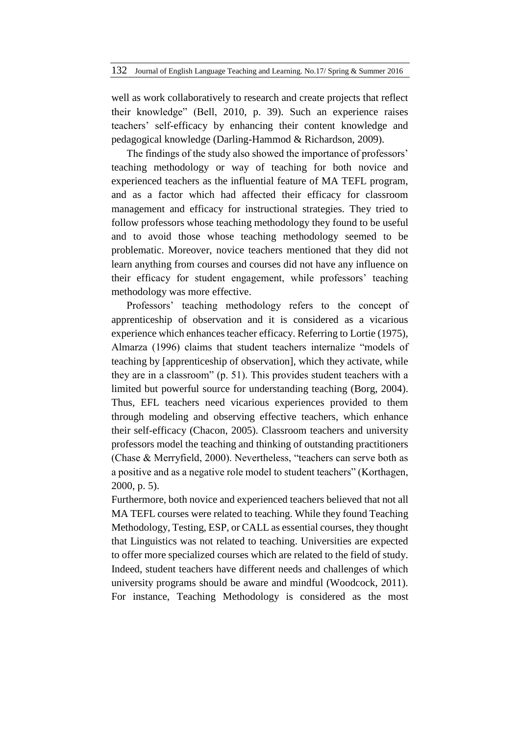well as work collaboratively to research and create projects that reflect their knowledge" (Bell, 2010, p. 39). Such an experience raises teachers' self-efficacy by enhancing their content knowledge and pedagogical knowledge (Darling-Hammod & Richardson, 2009).

The findings of the study also showed the importance of professors' teaching methodology or way of teaching for both novice and experienced teachers as the influential feature of MA TEFL program, and as a factor which had affected their efficacy for classroom management and efficacy for instructional strategies. They tried to follow professors whose teaching methodology they found to be useful and to avoid those whose teaching methodology seemed to be problematic. Moreover, novice teachers mentioned that they did not learn anything from courses and courses did not have any influence on their efficacy for student engagement, while professors' teaching methodology was more effective.

Professors' teaching methodology refers to the concept of apprenticeship of observation and it is considered as a vicarious experience which enhances teacher efficacy. Referring to Lortie (1975), Almarza (1996) claims that student teachers internalize "models of teaching by [apprenticeship of observation], which they activate, while they are in a classroom" (p. 51). This provides student teachers with a limited but powerful source for understanding teaching (Borg, 2004). Thus, EFL teachers need vicarious experiences provided to them through modeling and observing effective teachers, which enhance their self-efficacy (Chacon, 2005). Classroom teachers and university professors model the teaching and thinking of outstanding practitioners (Chase & Merryfield, 2000). Nevertheless, "teachers can serve both as a positive and as a negative role model to student teachers" (Korthagen, 2000, p. 5).

Furthermore, both novice and experienced teachers believed that not all MA TEFL courses were related to teaching. While they found Teaching Methodology, Testing, ESP, or CALL as essential courses, they thought that Linguistics was not related to teaching. Universities are expected to offer more specialized courses which are related to the field of study. Indeed, student teachers have different needs and challenges of which university programs should be aware and mindful (Woodcock, 2011). For instance, Teaching Methodology is considered as the most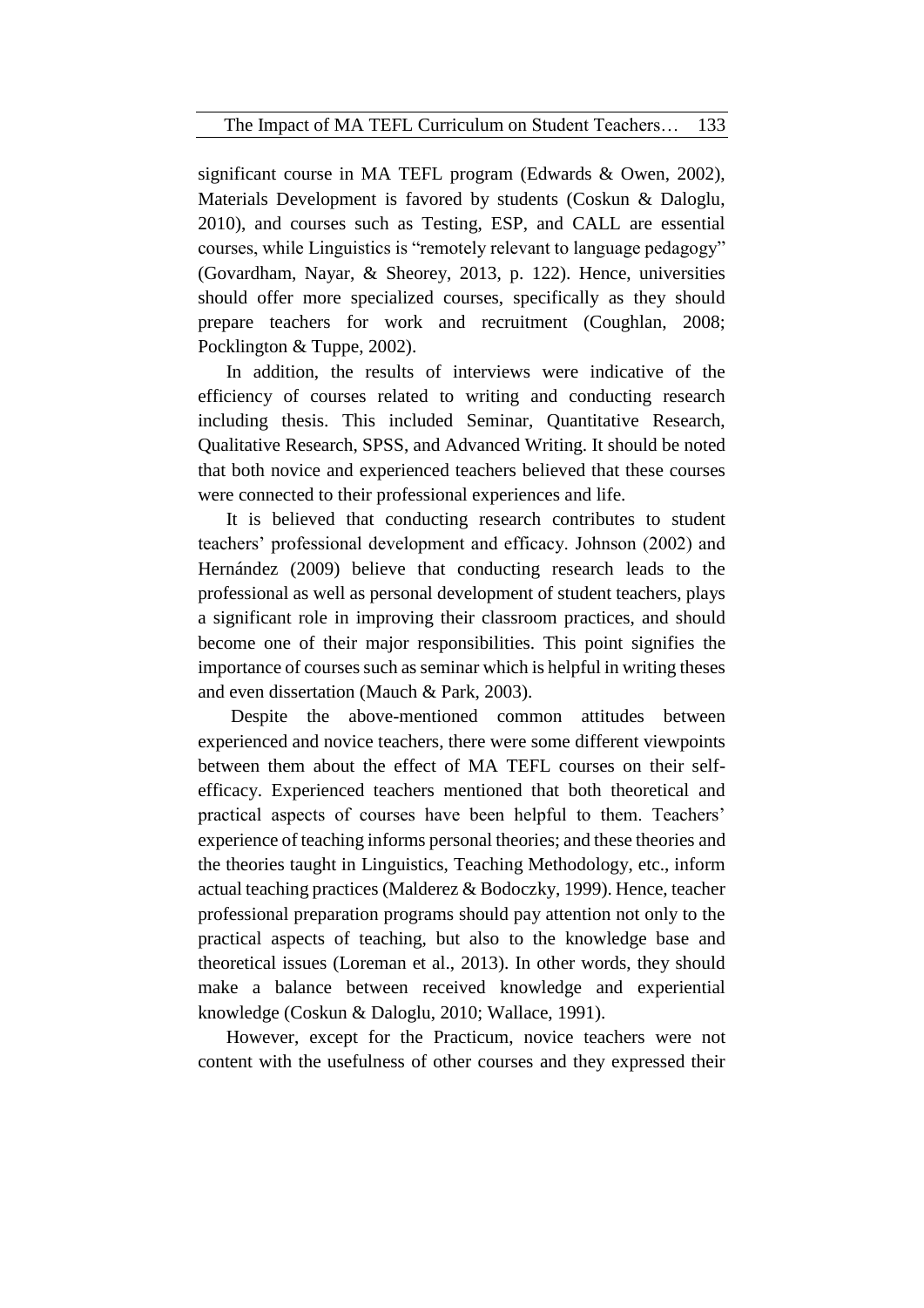significant course in MA TEFL program (Edwards & Owen, 2002), Materials Development is favored by students (Coskun & Daloglu, 2010), and courses such as Testing, ESP, and CALL are essential courses, while Linguistics is "remotely relevant to language pedagogy" (Govardham, Nayar, & Sheorey, 2013, p. 122). Hence, universities should offer more specialized courses, specifically as they should prepare teachers for work and recruitment (Coughlan, 2008; Pocklington & Tuppe, 2002).

In addition, the results of interviews were indicative of the efficiency of courses related to writing and conducting research including thesis. This included Seminar, Quantitative Research, Qualitative Research, SPSS, and Advanced Writing. It should be noted that both novice and experienced teachers believed that these courses were connected to their professional experiences and life.

It is believed that conducting research contributes to student teachers' professional development and efficacy. Johnson (2002) and Hernández (2009) believe that conducting research leads to the professional as well as personal development of student teachers, plays a significant role in improving their classroom practices, and should become one of their major responsibilities. This point signifies the importance of courses such as seminar which is helpful in writing theses and even dissertation (Mauch & Park, 2003).

Despite the above-mentioned common attitudes between experienced and novice teachers, there were some different viewpoints between them about the effect of MA TEFL courses on their self-efficacy. Experienced teachers mentioned that both theoretical and practical aspects of courses have been helpful to them. Teachers' experience of teaching informs personal theories; and these theories and the theories taught in Linguistics, Teaching Methodology, etc., inform actual teaching practices (Malderez & Bodoczky, 1999). Hence, teacher professional preparation programs should pay attention not only to the practical aspects of teaching, but also to the knowledge base and theoretical issues (Loreman et al., 2013). In other words, they should make a balance between received knowledge and experiential knowledge (Coskun & Daloglu, 2010; Wallace, 1991).

However, except for the Practicum, novice teachers were not content with the usefulness of other courses and they expressed their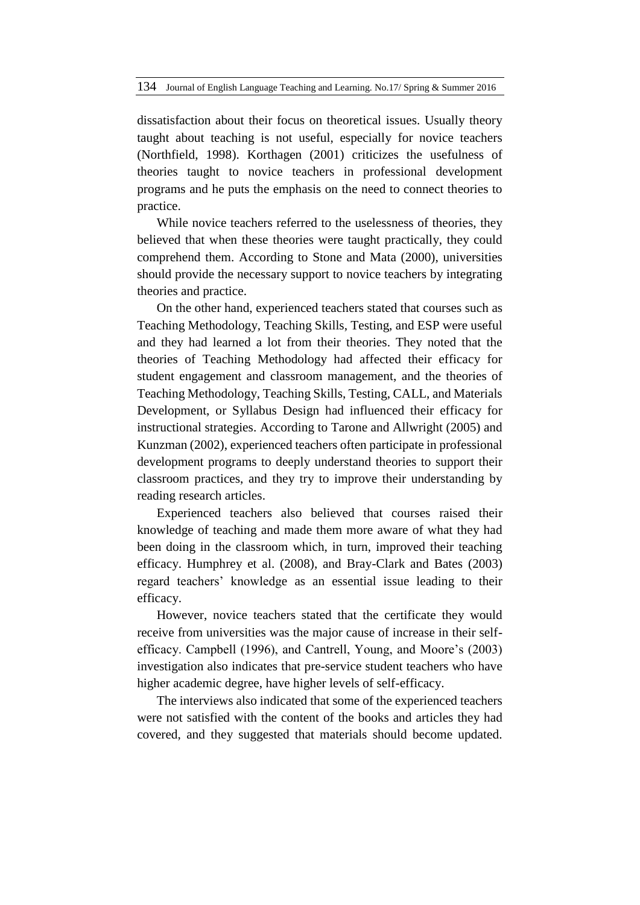dissatisfaction about their focus on theoretical issues. Usually theory taught about teaching is not useful, especially for novice teachers (Northfield, 1998). Korthagen (2001) criticizes the usefulness of theories taught to novice teachers in professional development programs and he puts the emphasis on the need to connect theories to practice.

While novice teachers referred to the uselessness of theories, they believed that when these theories were taught practically, they could comprehend them. According to Stone and Mata (2000), universities should provide the necessary support to novice teachers by integrating theories and practice.

On the other hand, experienced teachers stated that courses such as Teaching Methodology, Teaching Skills, Testing, and ESP were useful and they had learned a lot from their theories. They noted that the theories of Teaching Methodology had affected their efficacy for student engagement and classroom management, and the theories of Teaching Methodology, Teaching Skills, Testing, CALL, and Materials Development, or Syllabus Design had influenced their efficacy for instructional strategies. According to Tarone and Allwright (2005) and Kunzman (2002), experienced teachers often participate in professional development programs to deeply understand theories to support their classroom practices, and they try to improve their understanding by reading research articles.

Experienced teachers also believed that courses raised their knowledge of teaching and made them more aware of what they had been doing in the classroom which, in turn, improved their teaching efficacy. Humphrey et al. (2008), and Bray-Clark and Bates (2003) regard teachers' knowledge as an essential issue leading to their efficacy.

However, novice teachers stated that the certificate they would receive from universities was the major cause of increase in their self-efficacy. Campbell (1996), and Cantrell, Young, and Moore's (2003) investigation also indicates that pre-service student teachers who have higher academic degree, have higher levels of self-efficacy.

The interviews also indicated that some of the experienced teachers were not satisfied with the content of the books and articles they had covered, and they suggested that materials should become updated.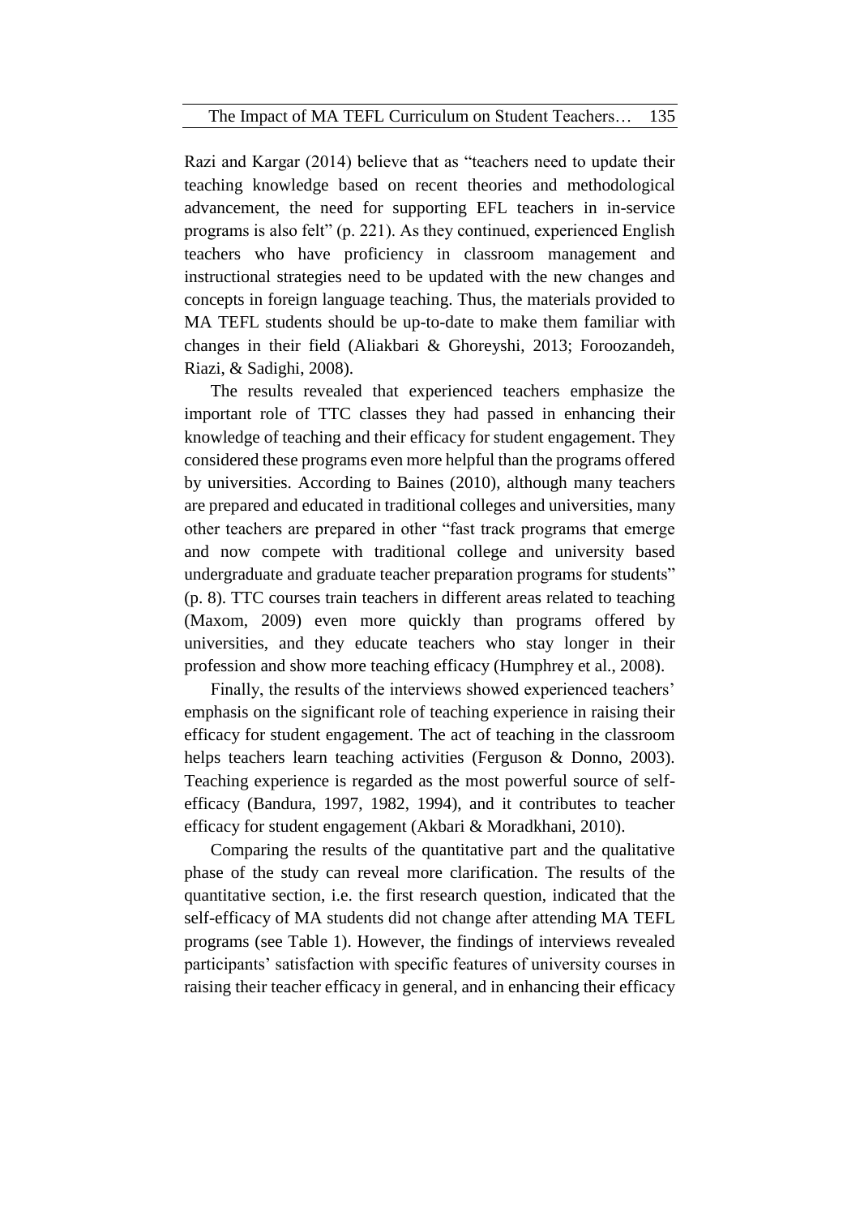Razi and Kargar (2014) believe that as "teachers need to update their teaching knowledge based on recent theories and methodological advancement, the need for supporting EFL teachers in in-service programs is also felt" (p. 221). As they continued, experienced English teachers who have proficiency in classroom management and instructional strategies need to be updated with the new changes and concepts in foreign language teaching. Thus, the materials provided to MA TEFL students should be up-to-date to make them familiar with changes in their field (Aliakbari & Ghoreyshi, 2013; Foroozandeh, Riazi, & Sadighi, 2008).

The results revealed that experienced teachers emphasize the important role of TTC classes they had passed in enhancing their knowledge of teaching and their efficacy for student engagement. They considered these programs even more helpful than the programs offered by universities. According to Baines (2010), although many teachers are prepared and educated in traditional colleges and universities, many other teachers are prepared in other "fast track programs that emerge and now compete with traditional college and university based undergraduate and graduate teacher preparation programs for students" (p. 8). TTC courses train teachers in different areas related to teaching (Maxom, 2009) even more quickly than programs offered by universities, and they educate teachers who stay longer in their profession and show more teaching efficacy (Humphrey et al., 2008).

Finally, the results of the interviews showed experienced teachers' emphasis on the significant role of teaching experience in raising their efficacy for student engagement. The act of teaching in the classroom helps teachers learn teaching activities (Ferguson & Donno, 2003). Teaching experience is regarded as the most powerful source of self-efficacy (Bandura, 1997, 1982, 1994), and it contributes to teacher efficacy for student engagement (Akbari & Moradkhani, 2010).

Comparing the results of the quantitative part and the qualitative phase of the study can reveal more clarification. The results of the quantitative section, i.e. the first research question, indicated that the self-efficacy of MA students did not change after attending MA TEFL programs (see Table 1). However, the findings of interviews revealed participants' satisfaction with specific features of university courses in raising their teacher efficacy in general, and in enhancing their efficacy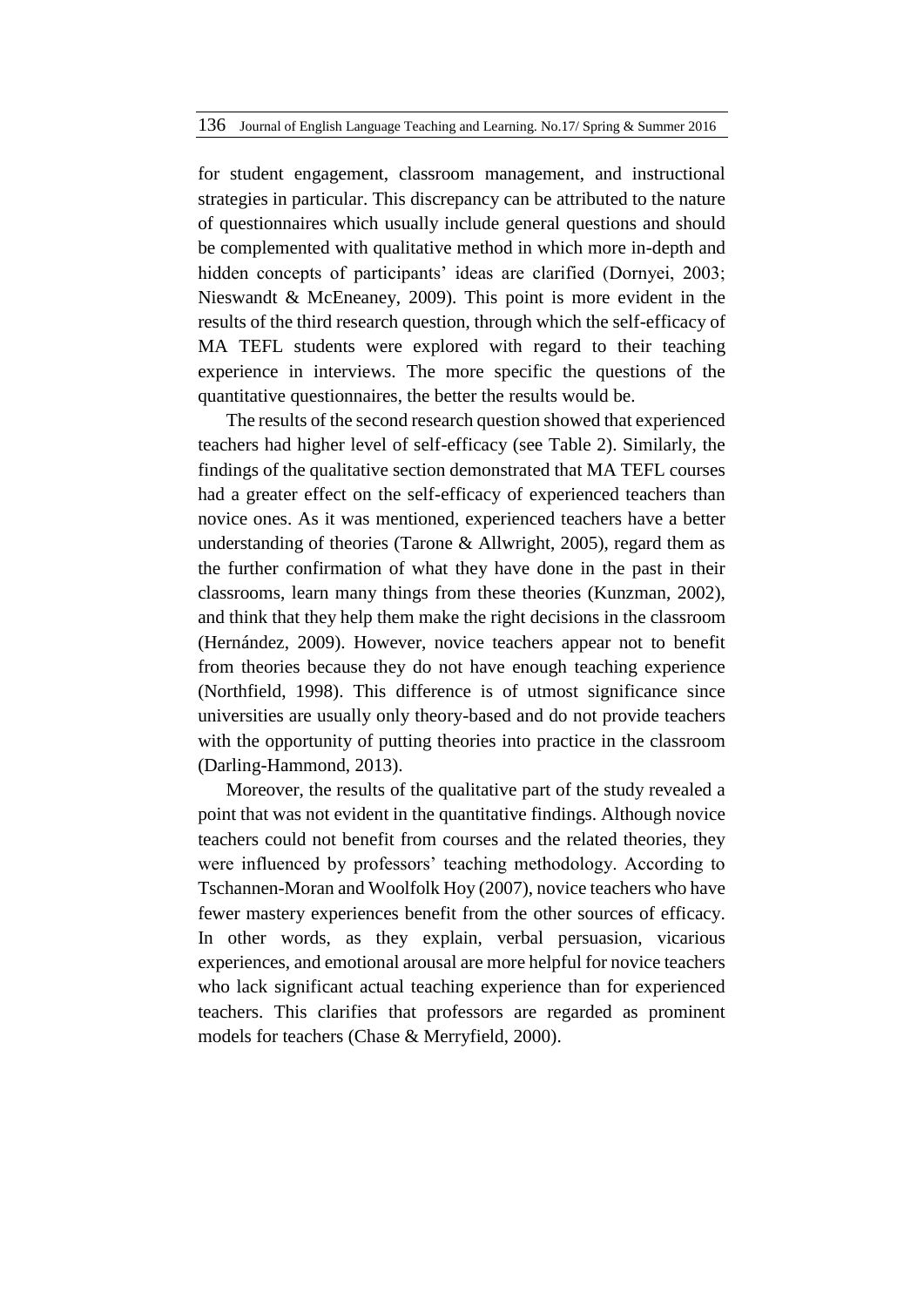for student engagement, classroom management, and instructional strategies in particular. This discrepancy can be attributed to the nature of questionnaires which usually include general questions and should be complemented with qualitative method in which more in-depth and hidden concepts of participants' ideas are clarified (Dornyei, 2003; Nieswandt & McEneaney, 2009). This point is more evident in the results of the third research question, through which the self-efficacy of MA TEFL students were explored with regard to their teaching experience in interviews. The more specific the questions of the quantitative questionnaires, the better the results would be.

The results of the second research question showed that experienced teachers had higher level of self-efficacy (see Table 2). Similarly, the findings of the qualitative section demonstrated that MA TEFL courses had a greater effect on the self-efficacy of experienced teachers than novice ones. As it was mentioned, experienced teachers have a better understanding of theories (Tarone & Allwright, 2005), regard them as the further confirmation of what they have done in the past in their classrooms, learn many things from these theories (Kunzman, 2002), and think that they help them make the right decisions in the classroom (Hernández, 2009). However, novice teachers appear not to benefit from theories because they do not have enough teaching experience (Northfield, 1998). This difference is of utmost significance since universities are usually only theory-based and do not provide teachers with the opportunity of putting theories into practice in the classroom (Darling-Hammond, 2013).

Moreover, the results of the qualitative part of the study revealed a point that was not evident in the quantitative findings. Although novice teachers could not benefit from courses and the related theories, they were influenced by professors' teaching methodology. According to Tschannen-Moran and Woolfolk Hoy (2007), novice teachers who have fewer mastery experiences benefit from the other sources of efficacy. In other words, as they explain, verbal persuasion, vicarious experiences, and emotional arousal are more helpful for novice teachers who lack significant actual teaching experience than for experienced teachers. This clarifies that professors are regarded as prominent models for teachers (Chase & Merryfield, 2000).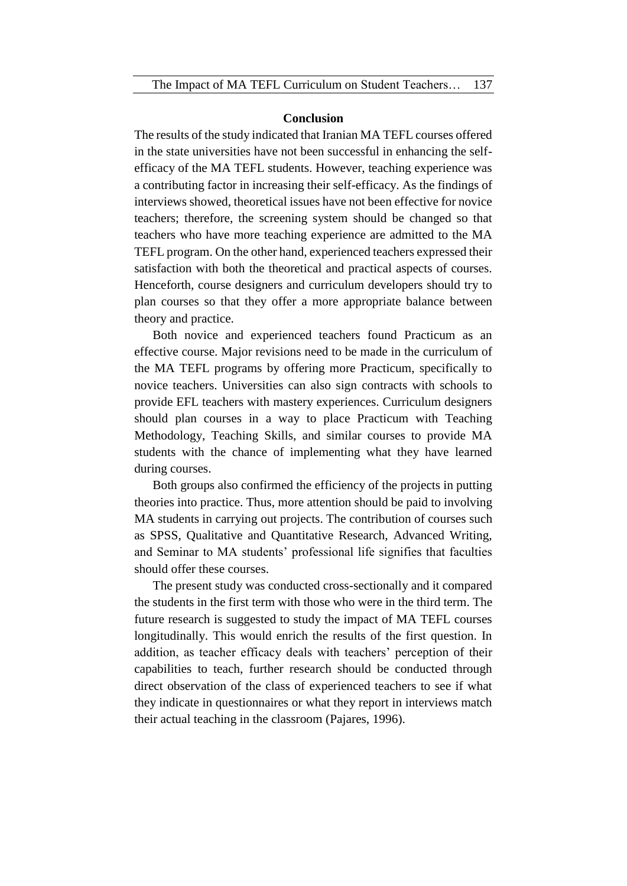## Conclusion

The results of the study indicated that Iranian MA TEFL courses offered in the state universities have not been successful in enhancing the self-efficacy of the MA TEFL students. However, teaching experience was a contributing factor in increasing their self-efficacy. As the findings of interviews showed, theoretical issues have not been effective for novice teachers; therefore, the screening system should be changed so that teachers who have more teaching experience are admitted to the MA TEFL program. On the other hand, experienced teachers expressed their satisfaction with both the theoretical and practical aspects of courses. Henceforth, course designers and curriculum developers should try to plan courses so that they offer a more appropriate balance between theory and practice.

Both novice and experienced teachers found Practicum as an effective course. Major revisions need to be made in the curriculum of the MA TEFL programs by offering more Practicum, specifically to novice teachers. Universities can also sign contracts with schools to provide EFL teachers with mastery experiences. Curriculum designers should plan courses in a way to place Practicum with Teaching Methodology, Teaching Skills, and similar courses to provide MA students with the chance of implementing what they have learned during courses.

Both groups also confirmed the efficiency of the projects in putting theories into practice. Thus, more attention should be paid to involving MA students in carrying out projects. The contribution of courses such as SPSS, Qualitative and Quantitative Research, Advanced Writing, and Seminar to MA students' professional life signifies that faculties should offer these courses.

The present study was conducted cross-sectionally and it compared the students in the first term with those who were in the third term. The future research is suggested to study the impact of MA TEFL courses longitudinally. This would enrich the results of the first question. In addition, as teacher efficacy deals with teachers' perception of their capabilities to teach, further research should be conducted through direct observation of the class of experienced teachers to see if what they indicate in questionnaires or what they report in interviews match their actual teaching in the classroom (Pajares, 1996).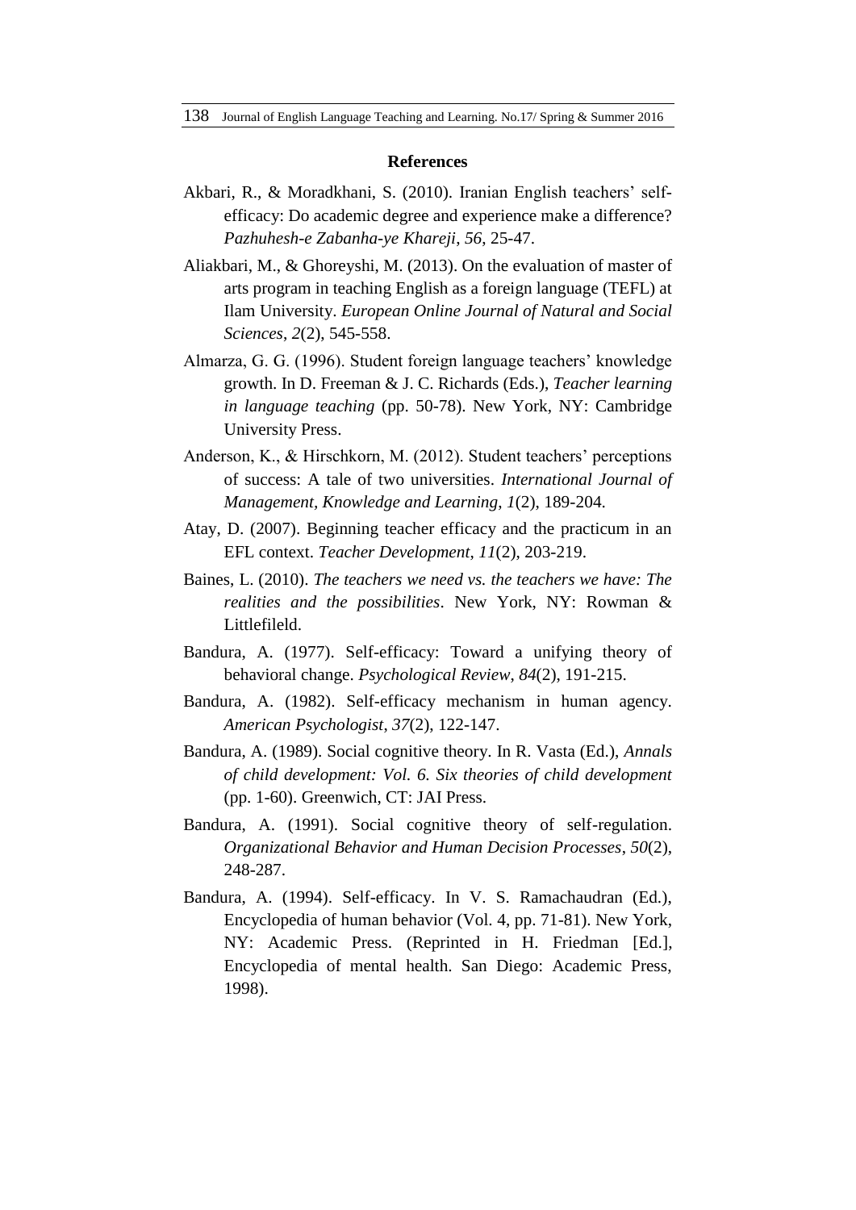## References

Akbari, R., & Moradkhani, S. (2010). Iranian English teachers' self-efficacy: Do academic degree and experience make a difference? *Pazhuhesh-e Zabanha-ye Khareji*, *56*, 25-47.

Aliakbari, M., & Ghoreyshi, M. (2013). On the evaluation of master of arts program in teaching English as a foreign language (TEFL) at Ilam University. *European Online Journal of Natural and Social Sciences*, *2*(2), 545-558.

Almarza, G. G. (1996). Student foreign language teachers' knowledge growth. In D. Freeman & J. C. Richards (Eds.), *Teacher learning in language teaching* (pp. 50-78). New York, NY: Cambridge University Press.

Anderson, K., & Hirschkorn, M. (2012). Student teachers' perceptions of success: A tale of two universities. *International Journal of Management, Knowledge and Learning*, *1*(2), 189-204.

Atay, D. (2007). Beginning teacher efficacy and the practicum in an EFL context. *Teacher Development*, *11*(2), 203-219.

Baines, L. (2010). *The teachers we need vs. the teachers we have: The realities and the possibilities*. New York, NY: Rowman & Littlefileld.

Bandura, A. (1977). Self-efficacy: Toward a unifying theory of behavioral change. *Psychological Review*, *84*(2), 191-215.

Bandura, A. (1982). Self-efficacy mechanism in human agency. *American Psychologist*, *37*(2), 122-147.

Bandura, A. (1989). Social cognitive theory. In R. Vasta (Ed.), *Annals of child development: Vol. 6. Six theories of child development* (pp. 1-60). Greenwich, CT: JAI Press.

Bandura, A. (1991). Social cognitive theory of self-regulation. *Organizational Behavior and Human Decision Processes*, *50*(2), 248-287.

Bandura, A. (1994). Self-efficacy. In V. S. Ramachaudran (Ed.), Encyclopedia of human behavior (Vol. 4, pp. 71-81). New York, NY: Academic Press. (Reprinted in H. Friedman [Ed.], Encyclopedia of mental health. San Diego: Academic Press, 1998).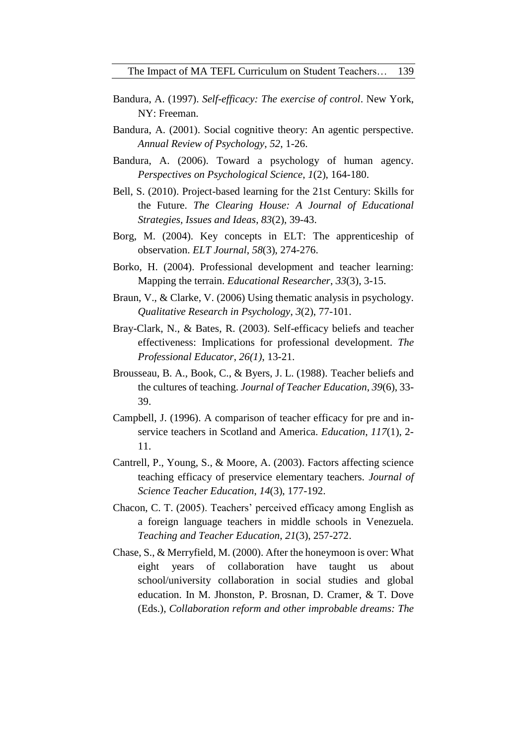Bandura, A. (1997). *Self-efficacy: The exercise of control*. New York, NY: Freeman.

Bandura, A. (2001). Social cognitive theory: An agentic perspective. *Annual Review of Psychology*, *52*, 1-26.

Bandura, A. (2006). Toward a psychology of human agency. *Perspectives on Psychological Science*, *1*(2), 164-180.

Bell, S. (2010). Project-based learning for the 21st Century: Skills for the Future. *The Clearing House: A Journal of Educational Strategies, Issues and Ideas*, *83*(2), 39-43.

Borg, M. (2004). Key concepts in ELT: The apprenticeship of observation. *ELT Journal*, *58*(3), 274-276.

Borko, H. (2004). Professional development and teacher learning: Mapping the terrain. *Educational Researcher*, *33*(3), 3-15.

Braun, V., & Clarke, V. (2006) Using thematic analysis in psychology. *Qualitative Research in Psychology*, *3*(2), 77-101.

Bray-Clark, N., & Bates, R. (2003). Self-efficacy beliefs and teacher effectiveness: Implications for professional development. *The Professional Educator*, *26(1)*, 13-21.

Brousseau, B. A., Book, C., & Byers, J. L. (1988). Teacher beliefs and the cultures of teaching. *Journal of Teacher Education*, *39*(6), 33-39.

Campbell, J. (1996). A comparison of teacher efficacy for pre and in-service teachers in Scotland and America. *Education*, *117*(1), 2-11.

Cantrell, P., Young, S., & Moore, A. (2003). Factors affecting science teaching efficacy of preservice elementary teachers. *Journal of Science Teacher Education*, *14*(3), 177-192.

Chacon, C. T. (2005). Teachers' perceived efficacy among English as a foreign language teachers in middle schools in Venezuela. *Teaching and Teacher Education*, *21*(3), 257-272.

Chase, S., & Merryfield, M. (2000). After the honeymoon is over: What eight years of collaboration have taught us about school/university collaboration in social studies and global education. In M. Jhonston, P. Brosnan, D. Cramer, & T. Dove (Eds.), *Collaboration reform and other improbable dreams: The*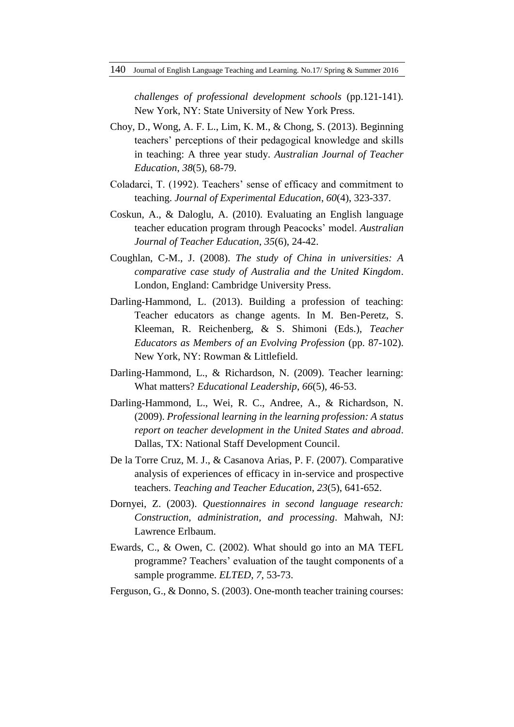*challenges of professional development schools* (pp.121-141). New York, NY: State University of New York Press.

Choy, D., Wong, A. F. L., Lim, K. M., & Chong, S. (2013). Beginning teachers' perceptions of their pedagogical knowledge and skills in teaching: A three year study. *Australian Journal of Teacher Education*, *38*(5), 68-79.

Coladarci, T. (1992). Teachers' sense of efficacy and commitment to teaching. *Journal of Experimental Education*, *60*(4), 323-337.

Coskun, A., & Daloglu, A. (2010). Evaluating an English language teacher education program through Peacocks' model. *Australian Journal of Teacher Education*, *35*(6), 24-42.

Coughlan, C-M., J. (2008). *The study of China in universities: A comparative case study of Australia and the United Kingdom*. London, England: Cambridge University Press.

Darling-Hammond, L. (2013). Building a profession of teaching: Teacher educators as change agents. In M. Ben-Peretz, S. Kleeman, R. Reichenberg, & S. Shimoni (Eds.), *Teacher Educators as Members of an Evolving Profession* (pp. 87-102). New York, NY: Rowman & Littlefield.

Darling-Hammond, L., & Richardson, N. (2009). Teacher learning: What matters? *Educational Leadership*, *66*(5), 46-53.

Darling-Hammond, L., Wei, R. C., Andree, A., & Richardson, N. (2009). *Professional learning in the learning profession: A status report on teacher development in the United States and abroad*. Dallas, TX: National Staff Development Council.

De la Torre Cruz, M. J., & Casanova Arias, P. F. (2007). Comparative analysis of experiences of efficacy in in-service and prospective teachers. *Teaching and Teacher Education*, *23*(5), 641-652.

Dornyei, Z. (2003). *Questionnaires in second language research: Construction, administration, and processing*. Mahwah, NJ: Lawrence Erlbaum.

Ewards, C., & Owen, C. (2002). What should go into an MA TEFL programme? Teachers' evaluation of the taught components of a sample programme. *ELTED*, *7*, 53-73.

Ferguson, G., & Donno, S. (2003). One-month teacher training courses: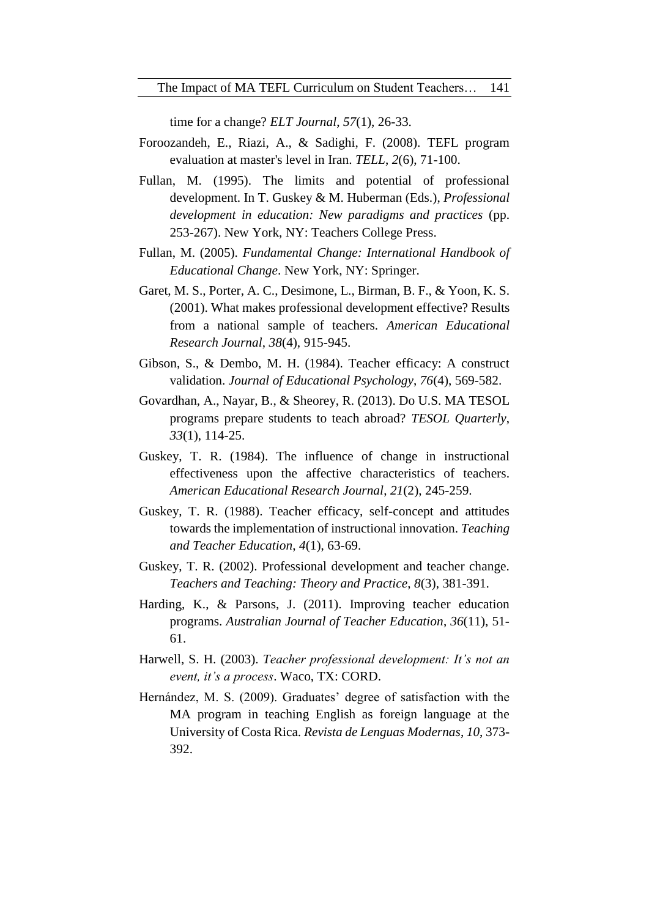time for a change? *ELT Journal*, *57*(1), 26-33.

Foroozandeh, E., Riazi, A., & Sadighi, F. (2008). TEFL program evaluation at master's level in Iran. *TELL*, *2*(6), 71-100.

Fullan, M. (1995). The limits and potential of professional development. In T. Guskey & M. Huberman (Eds.), *Professional development in education: New paradigms and practices* (pp. 253-267). New York, NY: Teachers College Press.

Fullan, M. (2005). *Fundamental Change: International Handbook of Educational Change*. New York, NY: Springer.

Garet, M. S., Porter, A. C., Desimone, L., Birman, B. F., & Yoon, K. S. (2001). What makes professional development effective? Results from a national sample of teachers. *American Educational Research Journal*, *38*(4), 915-945.

Gibson, S., & Dembo, M. H. (1984). Teacher efficacy: A construct validation. *Journal of Educational Psychology*, *76*(4), 569-582.

Govardhan, A., Nayar, B., & Sheorey, R. (2013). Do U.S. MA TESOL programs prepare students to teach abroad? *TESOL Quarterly*, *33*(1), 114-25.

Guskey, T. R. (1984). The influence of change in instructional effectiveness upon the affective characteristics of teachers. *American Educational Research Journal*, *21*(2), 245-259.

Guskey, T. R. (1988). Teacher efficacy, self-concept and attitudes towards the implementation of instructional innovation. *Teaching and Teacher Education*, *4*(1), 63-69.

Guskey, T. R. (2002). Professional development and teacher change. *Teachers and Teaching: Theory and Practice*, *8*(3), 381-391.

Harding, K., & Parsons, J. (2011). Improving teacher education programs. *Australian Journal of Teacher Education*, *36*(11), 51-61.

Harwell, S. H. (2003). *Teacher professional development: It's not an event, it's a process*. Waco, TX: CORD.

Hernández, M. S. (2009). Graduates' degree of satisfaction with the MA program in teaching English as foreign language at the University of Costa Rica. *Revista de Lenguas Modernas*, *10*, 373-392.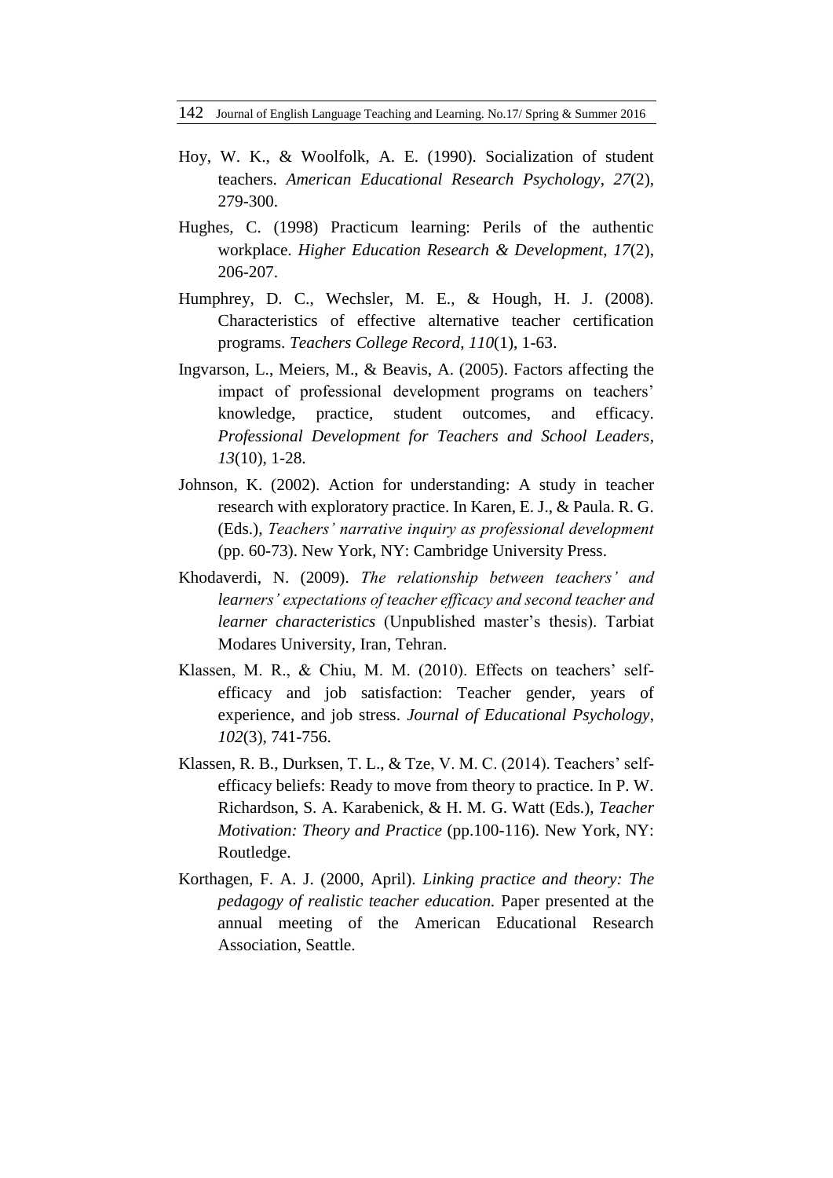Hoy, W. K., & Woolfolk, A. E. (1990). Socialization of student teachers. *American Educational Research Psychology*, *27*(2), 279-300.

Hughes, C. (1998) Practicum learning: Perils of the authentic workplace. *Higher Education Research & Development*, *17*(2), 206-207.

Humphrey, D. C., Wechsler, M. E., & Hough, H. J. (2008). Characteristics of effective alternative teacher certification programs. *Teachers College Record*, *110*(1), 1-63.

Ingvarson, L., Meiers, M., & Beavis, A. (2005). Factors affecting the impact of professional development programs on teachers' knowledge, practice, student outcomes, and efficacy. *Professional Development for Teachers and School Leaders*, *13*(10), 1-28.

Johnson, K. (2002). Action for understanding: A study in teacher research with exploratory practice. In Karen, E. J., & Paula. R. G. (Eds.), *Teachers' narrative inquiry as professional development* (pp. 60-73). New York, NY: Cambridge University Press.

Khodaverdi, N. (2009). *The relationship between teachers' and learners' expectations of teacher efficacy and second teacher and learner characteristics* (Unpublished master's thesis). Tarbiat Modares University, Iran, Tehran.

Klassen, M. R., & Chiu, M. M. (2010). Effects on teachers' self-efficacy and job satisfaction: Teacher gender, years of experience, and job stress. *Journal of Educational Psychology*, *102*(3), 741-756.

Klassen, R. B., Durksen, T. L., & Tze, V. M. C. (2014). Teachers' self-efficacy beliefs: Ready to move from theory to practice. In P. W. Richardson, S. A. Karabenick, & H. M. G. Watt (Eds.), *Teacher Motivation: Theory and Practice* (pp.100-116). New York, NY: Routledge.

Korthagen, F. A. J. (2000, April). *Linking practice and theory: The pedagogy of realistic teacher education.* Paper presented at the annual meeting of the American Educational Research Association, Seattle.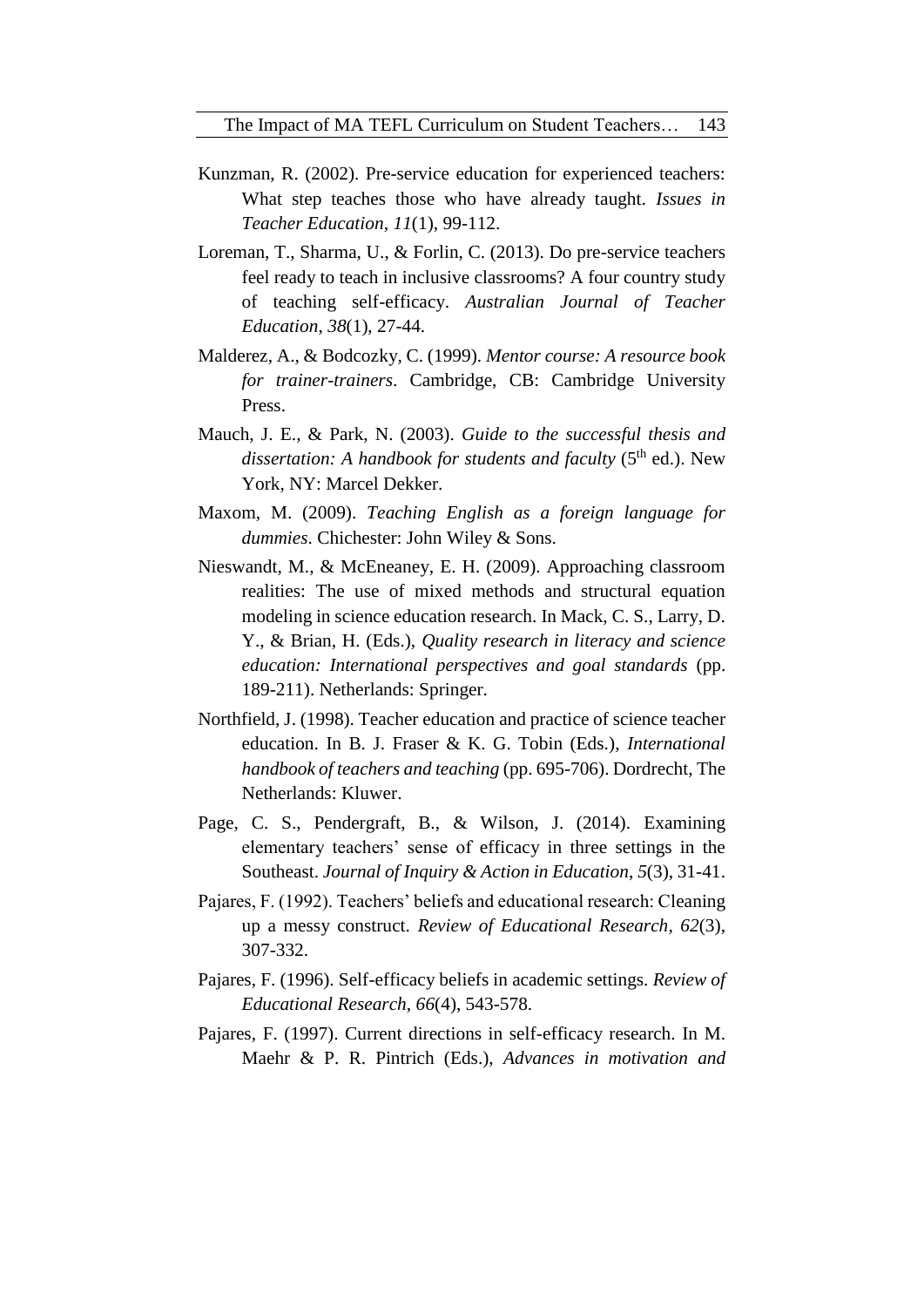Kunzman, R. (2002). Pre-service education for experienced teachers: What step teaches those who have already taught. *Issues in Teacher Education*, *11*(1), 99-112.

Loreman, T., Sharma, U., & Forlin, C. (2013). Do pre-service teachers feel ready to teach in inclusive classrooms? A four country study of teaching self-efficacy. *Australian Journal of Teacher Education*, *38*(1), 27-44.

Malderez, A., & Bodcozky, C. (1999). *Mentor course: A resource book for trainer-trainers*. Cambridge, CB: Cambridge University Press.

Mauch, J. E., & Park, N. (2003). *Guide to the successful thesis and dissertation: A handbook for students and faculty* (5th ed.). New York, NY: Marcel Dekker.

Maxom, M. (2009). *Teaching English as a foreign language for dummies*. Chichester: John Wiley & Sons.

Nieswandt, M., & McEneaney, E. H. (2009). Approaching classroom realities: The use of mixed methods and structural equation modeling in science education research. In Mack, C. S., Larry, D. Y., & Brian, H. (Eds.), *Quality research in literacy and science education: International perspectives and goal standards* (pp. 189-211). Netherlands: Springer.

Northfield, J. (1998). Teacher education and practice of science teacher education. In B. J. Fraser & K. G. Tobin (Eds.), *International handbook of teachers and teaching* (pp. 695-706). Dordrecht, The Netherlands: Kluwer.

Page, C. S., Pendergraft, B., & Wilson, J. (2014). Examining elementary teachers' sense of efficacy in three settings in the Southeast. *Journal of Inquiry & Action in Education*, *5*(3), 31-41.

Pajares, F. (1992). Teachers' beliefs and educational research: Cleaning up a messy construct. *Review of Educational Research*, *62*(3), 307-332.

Pajares, F. (1996). Self-efficacy beliefs in academic settings. *Review of Educational Research*, *66*(4), 543-578.

Pajares, F. (1997). Current directions in self-efficacy research. In M. Maehr & P. R. Pintrich (Eds.), *Advances in motivation and*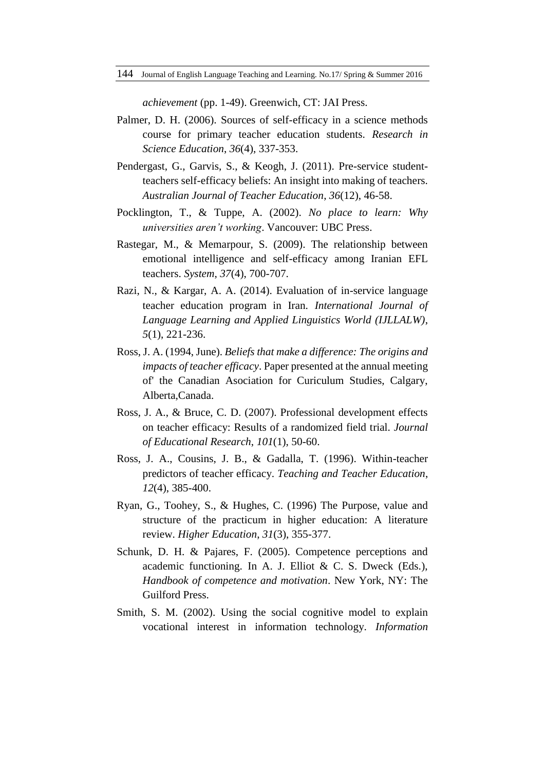*achievement* (pp. 1-49). Greenwich, CT: JAI Press.

Palmer, D. H. (2006). Sources of self-efficacy in a science methods course for primary teacher education students. *Research in Science Education*, *36*(4), 337-353.

Pendergast, G., Garvis, S., & Keogh, J. (2011). Pre-service student-teachers self-efficacy beliefs: An insight into making of teachers. *Australian Journal of Teacher Education*, *36*(12), 46-58.

Pocklington, T., & Tuppe, A. (2002). *No place to learn: Why universities aren't working*. Vancouver: UBC Press.

Rastegar, M., & Memarpour, S. (2009). The relationship between emotional intelligence and self-efficacy among Iranian EFL teachers. *System*, *37*(4), 700-707.

Razi, N., & Kargar, A. A. (2014). Evaluation of in-service language teacher education program in Iran. *International Journal of Language Learning and Applied Linguistics World (IJLLALW)*, *5*(1), 221-236.

Ross, J. A. (1994, June). *Beliefs that make a difference: The origins and impacts of teacher efficacy*. Paper presented at the annual meeting of' the Canadian Asociation for Curiculum Studies, Calgary, Alberta,Canada.

Ross, J. A., & Bruce, C. D. (2007). Professional development effects on teacher efficacy: Results of a randomized field trial. *Journal of Educational Research*, *101*(1), 50-60.

Ross, J. A., Cousins, J. B., & Gadalla, T. (1996). Within-teacher predictors of teacher efficacy. *Teaching and Teacher Education*, *12*(4), 385-400.

Ryan, G., Toohey, S., & Hughes, C. (1996) The Purpose, value and structure of the practicum in higher education: A literature review. *Higher Education*, *31*(3), 355-377.

Schunk, D. H. & Pajares, F. (2005). Competence perceptions and academic functioning. In A. J. Elliot & C. S. Dweck (Eds.), *Handbook of competence and motivation*. New York, NY: The Guilford Press.

Smith, S. M. (2002). Using the social cognitive model to explain vocational interest in information technology. *Information*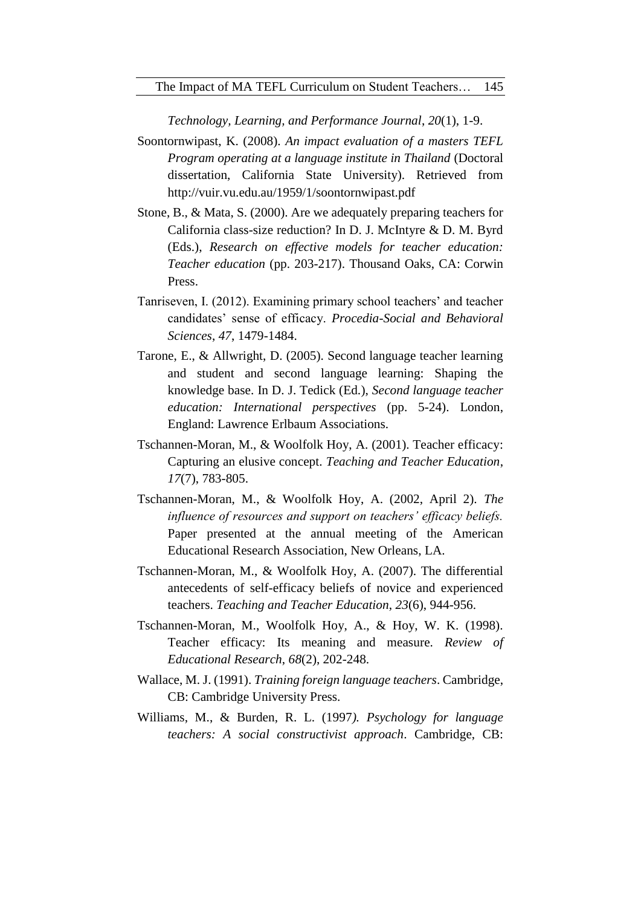*Technology, Learning, and Performance Journal*, *20*(1), 1-9.

Soontornwipast, K. (2008). *An impact evaluation of a masters TEFL Program operating at a language institute in Thailand* (Doctoral dissertation, California State University). Retrieved from http://vuir.vu.edu.au/1959/1/soontornwipast.pdf

Stone, B., & Mata, S. (2000). Are we adequately preparing teachers for California class-size reduction? In D. J. McIntyre & D. M. Byrd (Eds.), *Research on effective models for teacher education: Teacher education* (pp. 203-217). Thousand Oaks, CA: Corwin Press.

Tanriseven, I. (2012). Examining primary school teachers' and teacher candidates' sense of efficacy. *Procedia-Social and Behavioral Sciences*, *47*, 1479-1484.

Tarone, E., & Allwright, D. (2005). Second language teacher learning and student and second language learning: Shaping the knowledge base. In D. J. Tedick (Ed.), *Second language teacher education: International perspectives* (pp. 5-24). London, England: Lawrence Erlbaum Associations.

Tschannen-Moran, M., & Woolfolk Hoy, A. (2001). Teacher efficacy: Capturing an elusive concept. *Teaching and Teacher Education*, *17*(7), 783-805.

Tschannen-Moran, M., & Woolfolk Hoy, A. (2002, April 2). *The influence of resources and support on teachers' efficacy beliefs.* Paper presented at the annual meeting of the American Educational Research Association, New Orleans, LA.

Tschannen-Moran, M., & Woolfolk Hoy, A. (2007). The differential antecedents of self-efficacy beliefs of novice and experienced teachers. *Teaching and Teacher Education*, *23*(6), 944-956.

Tschannen-Moran, M., Woolfolk Hoy, A., & Hoy, W. K. (1998). Teacher efficacy: Its meaning and measure. *Review of Educational Research*, *68*(2), 202-248.

Wallace, M. J. (1991). *Training foreign language teachers*. Cambridge, CB: Cambridge University Press.

Williams, M., & Burden, R. L. (1997). *Psychology for language teachers: A social constructivist approach*. Cambridge, CB: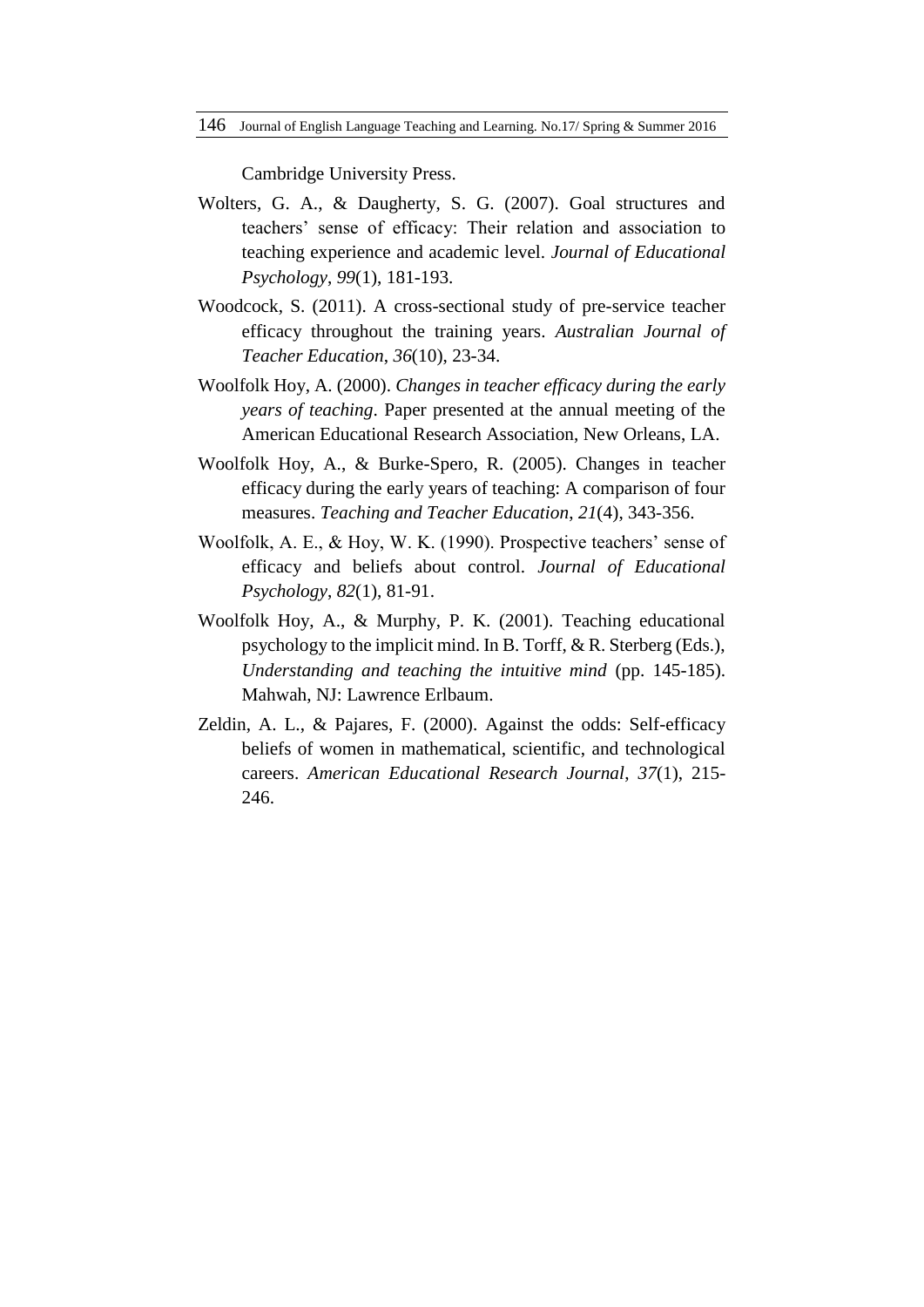Cambridge University Press.

Wolters, G. A., & Daugherty, S. G. (2007). Goal structures and teachers' sense of efficacy: Their relation and association to teaching experience and academic level. *Journal of Educational Psychology*, *99*(1), 181-193.

Woodcock, S. (2011). A cross-sectional study of pre-service teacher efficacy throughout the training years. *Australian Journal of Teacher Education*, *36*(10), 23-34.

Woolfolk Hoy, A. (2000). *Changes in teacher efficacy during the early years of teaching*. Paper presented at the annual meeting of the American Educational Research Association, New Orleans, LA.

Woolfolk Hoy, A., & Burke-Spero, R. (2005). Changes in teacher efficacy during the early years of teaching: A comparison of four measures. *Teaching and Teacher Education*, *21*(4), 343-356.

Woolfolk, A. E., & Hoy, W. K. (1990). Prospective teachers' sense of efficacy and beliefs about control. *Journal of Educational Psychology*, *82*(1), 81-91.

Woolfolk Hoy, A., & Murphy, P. K. (2001). Teaching educational psychology to the implicit mind. In B. Torff, & R. Sterberg (Eds.), *Understanding and teaching the intuitive mind* (pp. 145-185). Mahwah, NJ: Lawrence Erlbaum.

Zeldin, A. L., & Pajares, F. (2000). Against the odds: Self-efficacy beliefs of women in mathematical, scientific, and technological careers. *American Educational Research Journal*, *37*(1), 215-246.